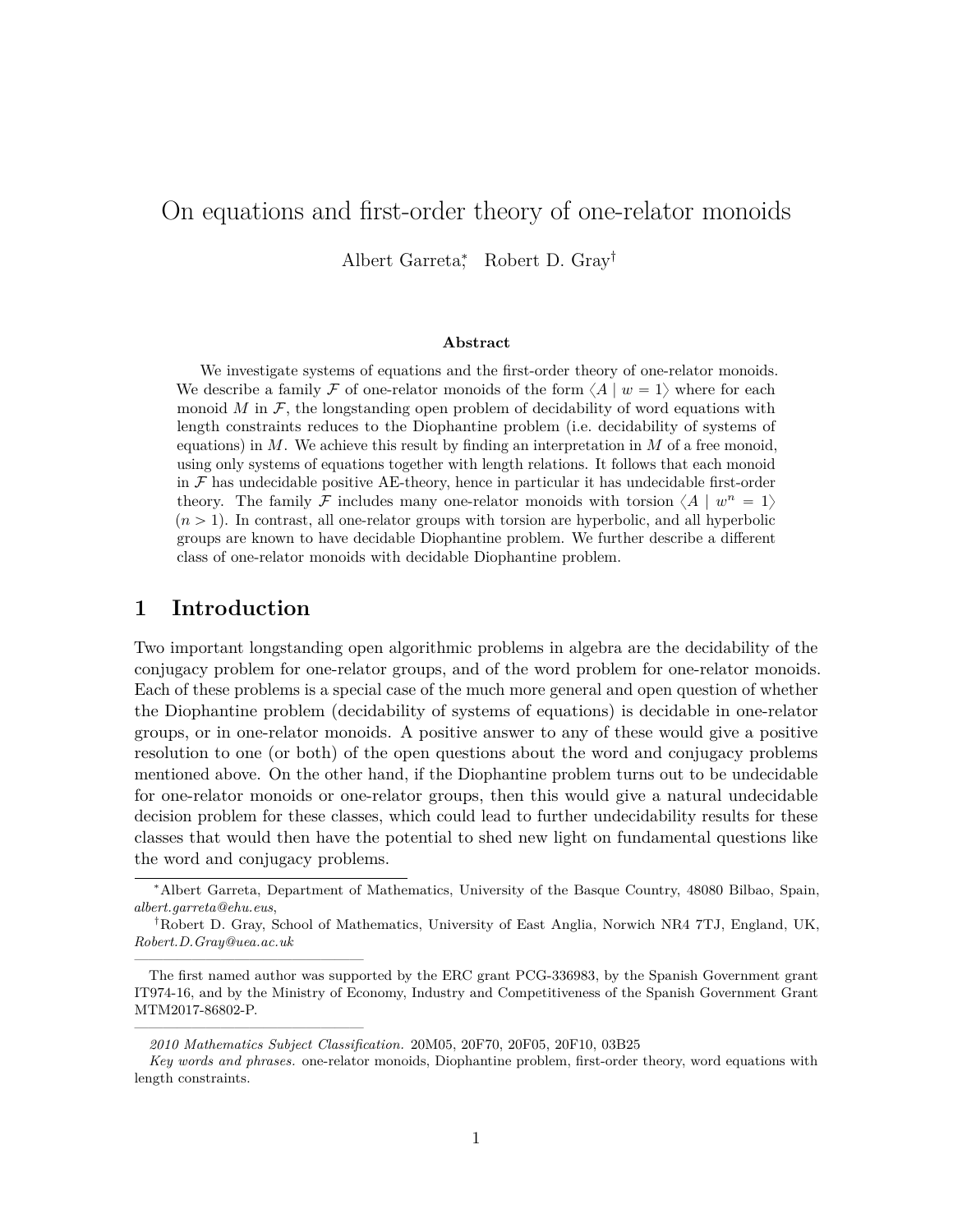# On equations and first-order theory of one-relator monoids

Albert Garreta[*], Robert D. Gray[†]

### Abstract

We investigate systems of equations and the first-order theory of one-relator monoids. We describe a family $\mathcal{F}$ of one-relator monoids of the form $\langle A \mid w = 1 \rangle$ where for each monoid $M$ in $\mathcal{F}$, the longstanding open problem of decidability of word equations with length constraints reduces to the Diophantine problem (i.e. decidability of systems of equations) in $M$. We achieve this result by finding an interpretation in $M$ of a free monoid, using only systems of equations together with length relations. It follows that each monoid in $\mathcal{F}$ has undecidable positive AE-theory, hence in particular it has undecidable first-order theory. The family $\mathcal{F}$ includes many one-relator monoids with torsion $\langle A \mid w^n = 1 \rangle$ ($n > 1$). In contrast, all one-relator groups with torsion are hyperbolic, and all hyperbolic groups are known to have decidable Diophantine problem. We further describe a different class of one-relator monoids with decidable Diophantine problem.

## 1 Introduction

Two important longstanding open algorithmic problems in algebra are the decidability of the conjugacy problem for one-relator groups, and of the word problem for one-relator monoids. Each of these problems is a special case of the much more general and open question of whether the Diophantine problem (decidability of systems of equations) is decidable in one-relator groups, or in one-relator monoids. A positive answer to any of these would give a positive resolution to one (or both) of the open questions about the word and conjugacy problems mentioned above. On the other hand, if the Diophantine problem turns out to be undecidable for one-relator monoids or one-relator groups, then this would give a natural undecidable decision problem for these classes, which could lead to further undecidability results for these classes that would then have the potential to shed new light on fundamental questions like the word and conjugacy problems.

[*] Albert Garreta, Department of Mathematics, University of the Basque Country, 48080 Bilbao, Spain, *albert.garreta@ehu.eus*,

[†] Robert D. Gray, School of Mathematics, University of East Anglia, Norwich NR4 7TJ, England, UK, *Robert.D.Gray@uea.ac.uk*

The first named author was supported by the ERC grant PCG-336983, by the Spanish Government grant IT974-16, and by the Ministry of Economy, Industry and Competitiveness of the Spanish Government Grant MTM2017-86802-P.

*2010 Mathematics Subject Classification.* 20M05, 20F70, 20F05, 20F10, 03B25

*Key words and phrases.* one-relator monoids, Diophantine problem, first-order theory, word equations with length constraints.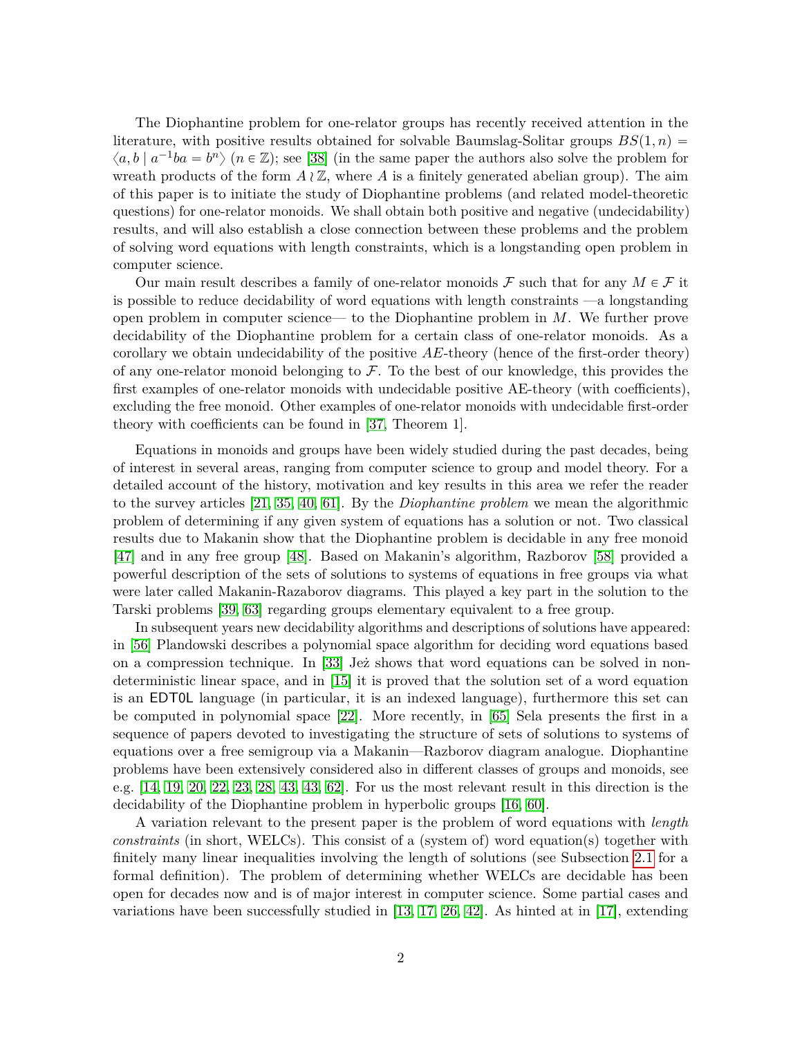The Diophantine problem for one-relator groups has recently received attention in the literature, with positive results obtained for solvable Baumslag-Solitar groups $BS(1,n) = \langle a, b \mid a^{-1}ba = b^n \rangle$ ($n \in \mathbb{Z}$); see [38] (in the same paper the authors also solve the problem for wreath products of the form $A \wr \mathbb{Z}$, where $A$ is a finitely generated abelian group). The aim of this paper is to initiate the study of Diophantine problems (and related model-theoretic questions) for one-relator monoids. We shall obtain both positive and negative (undecidability) results, and will also establish a close connection between these problems and the problem of solving word equations with length constraints, which is a longstanding open problem in computer science.

Our main result describes a family of one-relator monoids $\mathcal{F}$ such that for any $M \in \mathcal{F}$ it is possible to reduce decidability of word equations with length constraints —a longstanding open problem in computer science— to the Diophantine problem in $M$. We further prove decidability of the Diophantine problem for a certain class of one-relator monoids. As a corollary we obtain undecidability of the positive $AE$-theory (hence of the first-order theory) of any one-relator monoid belonging to $\mathcal{F}$. To the best of our knowledge, this provides the first examples of one-relator monoids with undecidable positive AE-theory (with coefficients), excluding the free monoid. Other examples of one-relator monoids with undecidable first-order theory with coefficients can be found in [37, Theorem 1].

Equations in monoids and groups have been widely studied during the past decades, being of interest in several areas, ranging from computer science to group and model theory. For a detailed account of the history, motivation and key results in this area we refer the reader to the survey articles [21, 35, 40, 61]. By the *Diophantine problem* we mean the algorithmic problem of determining if any given system of equations has a solution or not. Two classical results due to Makanin show that the Diophantine problem is decidable in any free monoid [47] and in any free group [48]. Based on Makanin's algorithm, Razborov [58] provided a powerful description of the sets of solutions to systems of equations in free groups via what were later called Makanin-Razborov diagrams. This played a key part in the solution to the Tarski problems [39, 63] regarding groups elementary equivalent to a free group.

In subsequent years new decidability algorithms and descriptions of solutions have appeared: in [56] Plandowski describes a polynomial space algorithm for deciding word equations based on a compression technique. In [33] Jeż shows that word equations can be solved in non-deterministic linear space, and in [15] it is proved that the solution set of a word equation is an EDT0L language (in particular, it is an indexed language), furthermore this set can be computed in polynomial space [22]. More recently, in [65] Sela presents the first in a sequence of papers devoted to investigating the structure of sets of solutions to systems of equations over a free semigroup via a Makanin—Razborov diagram analogue. Diophantine problems have been extensively considered also in different classes of groups and monoids, see e.g. [14, 19, 20, 22, 23, 28, 43, 43, 62]. For us the most relevant result in this direction is the decidability of the Diophantine problem in hyperbolic groups [16, 60].

A variation relevant to the present paper is the problem of word equations with *length constraints* (in short, WELCs). This consist of a (system of) word equation(s) together with finitely many linear inequalities involving the length of solutions (see Subsection 2.1 for a formal definition). The problem of determining whether WELCs are decidable has been open for decades now and is of major interest in computer science. Some partial cases and variations have been successfully studied in [13, 17, 26, 42]. As hinted at in [17], extending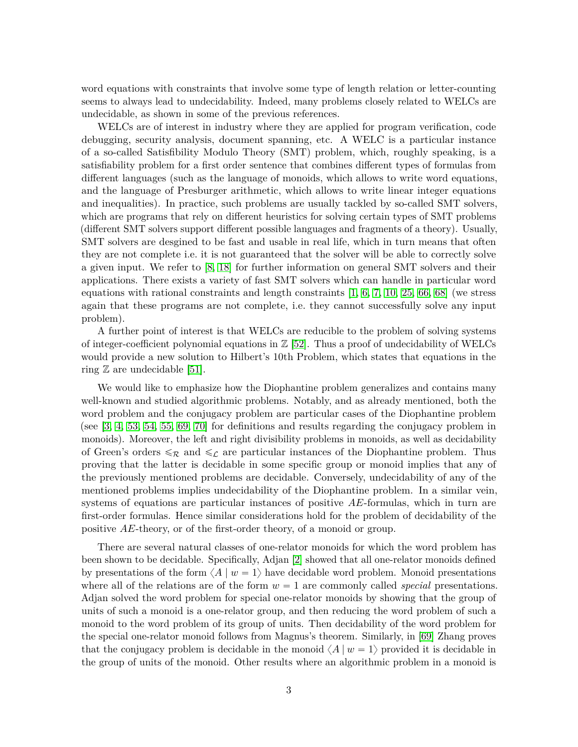word equations with constraints that involve some type of length relation or letter-counting seems to always lead to undecidability. Indeed, many problems closely related to WELCs are undecidable, as shown in some of the previous references.

WELCs are of interest in industry where they are applied for program verification, code debugging, security analysis, document spanning, etc. A WELC is a particular instance of a so-called Satisfibility Modulo Theory (SMT) problem, which, roughly speaking, is a satisfiability problem for a first order sentence that combines different types of formulas from different languages (such as the language of monoids, which allows to write word equations, and the language of Presburger arithmetic, which allows to write linear integer equations and inequalities). In practice, such problems are usually tackled by so-called SMT solvers, which are programs that rely on different heuristics for solving certain types of SMT problems (different SMT solvers support different possible languages and fragments of a theory). Usually, SMT solvers are desgined to be fast and usable in real life, which in turn means that often they are not complete i.e. it is not guaranteed that the solver will be able to correctly solve a given input. We refer to [8, 18] for further information on general SMT solvers and their applications. There exists a variety of fast SMT solvers which can handle in particular word equations with rational constraints and length constraints [1, 6, 7, 10, 25, 66, 68] (we stress again that these programs are not complete, i.e. they cannot successfully solve any input problem).

A further point of interest is that WELCs are reducible to the problem of solving systems of integer-coefficient polynomial equations in $\mathbb{Z}$ [52]. Thus a proof of undecidability of WELCs would provide a new solution to Hilbert's 10th Problem, which states that equations in the ring $\mathbb{Z}$ are undecidable [51].

We would like to emphasize how the Diophantine problem generalizes and contains many well-known and studied algorithmic problems. Notably, and as already mentioned, both the word problem and the conjugacy problem are particular cases of the Diophantine problem (see [3, 4, 53, 54, 55, 69, 70] for definitions and results regarding the conjugacy problem in monoids). Moreover, the left and right divisibility problems in monoids, as well as decidability of Green's orders $\leqslant_{\mathcal{R}}$ and $\leqslant_{\mathcal{L}}$ are particular instances of the Diophantine problem. Thus proving that the latter is decidable in some specific group or monoid implies that any of the previously mentioned problems are decidable. Conversely, undecidability of any of the mentioned problems implies undecidability of the Diophantine problem. In a similar vein, systems of equations are particular instances of positive *AE*-formulas, which in turn are first-order formulas. Hence similar considerations hold for the problem of decidability of the positive *AE*-theory, or of the first-order theory, of a monoid or group.

There are several natural classes of one-relator monoids for which the word problem has been shown to be decidable. Specifically, Adjan [2] showed that all one-relator monoids defined by presentations of the form $\langle A \mid w = 1 \rangle$ have decidable word problem. Monoid presentations where all of the relations are of the form $w = 1$ are commonly called *special* presentations. Adjan solved the word problem for special one-relator monoids by showing that the group of units of such a monoid is a one-relator group, and then reducing the word problem of such a monoid to the word problem of its group of units. Then decidability of the word problem for the special one-relator monoid follows from Magnus's theorem. Similarly, in [69] Zhang proves that the conjugacy problem is decidable in the monoid $\langle A \mid w = 1 \rangle$ provided it is decidable in the group of units of the monoid. Other results where an algorithmic problem in a monoid is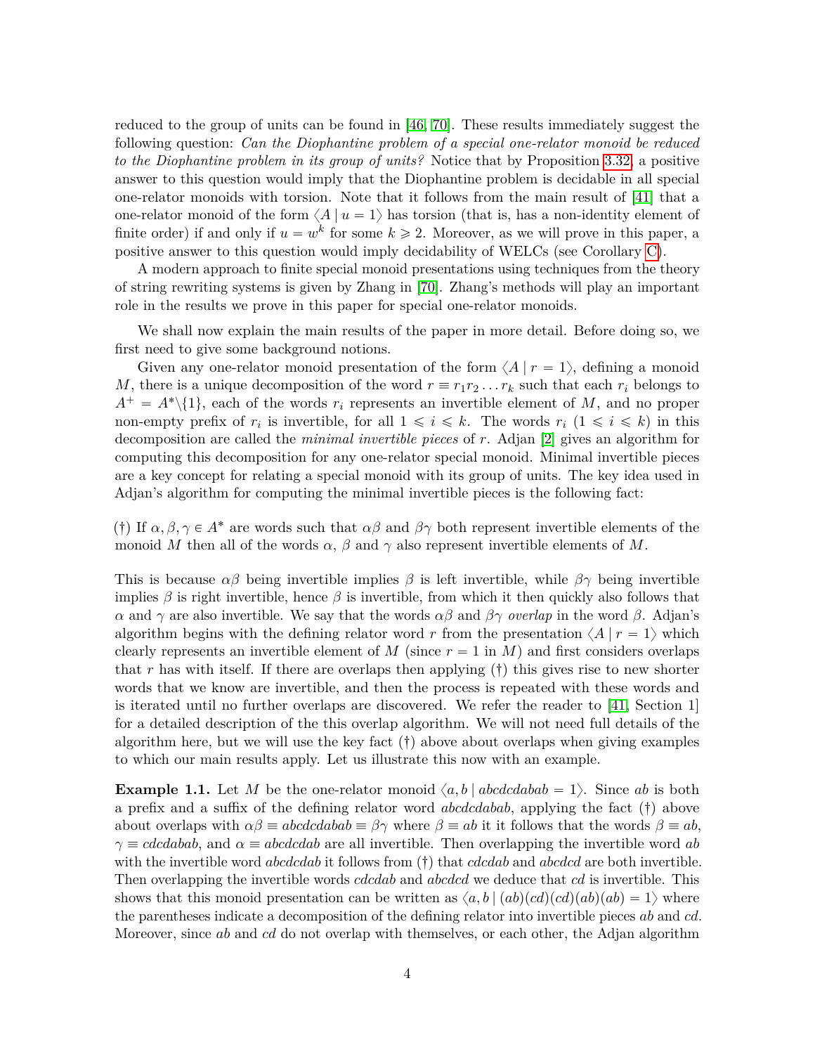reduced to the group of units can be found in [46, 70]. These results immediately suggest the following question: *Can the Diophantine problem of a special one-relator monoid be reduced to the Diophantine problem in its group of units?* Notice that by Proposition 3.32, a positive answer to this question would imply that the Diophantine problem is decidable in all special one-relator monoids with torsion. Note that it follows from the main result of [41] that a one-relator monoid of the form $\langle A \mid u = 1 \rangle$ has torsion (that is, has a non-identity element of finite order) if and only if $u = w^k$ for some $k \geqslant 2$. Moreover, as we will prove in this paper, a positive answer to this question would imply decidability of WELCs (see Corollary C).

A modern approach to finite special monoid presentations using techniques from the theory of string rewriting systems is given by Zhang in [70]. Zhang's methods will play an important role in the results we prove in this paper for special one-relator monoids.

We shall now explain the main results of the paper in more detail. Before doing so, we first need to give some background notions.

Given any one-relator monoid presentation of the form $\langle A \mid r = 1 \rangle$, defining a monoid $M$, there is a unique decomposition of the word $r \equiv r_1 r_2 \dots r_k$ such that each $r_i$ belongs to $A^+ = A^* \backslash \{1\}$, each of the words $r_i$ represents an invertible element of $M$, and no proper non-empty prefix of $r_i$ is invertible, for all $1 \leqslant i \leqslant k$. The words $r_i$ ($1 \leqslant i \leqslant k$) in this decomposition are called the *minimal invertible pieces* of $r$. Adjan [2] gives an algorithm for computing this decomposition for any one-relator special monoid. Minimal invertible pieces are a key concept for relating a special monoid with its group of units. The key idea used in Adjan's algorithm for computing the minimal invertible pieces is the following fact:

(†) If $\alpha, \beta, \gamma \in A^*$ are words such that $\alpha\beta$ and $\beta\gamma$ both represent invertible elements of the monoid $M$ then all of the words $\alpha$, $\beta$ and $\gamma$ also represent invertible elements of $M$.

This is because $\alpha\beta$ being invertible implies $\beta$ is left invertible, while $\beta\gamma$ being invertible implies $\beta$ is right invertible, hence $\beta$ is invertible, from which it then quickly also follows that $\alpha$ and $\gamma$ are also invertible. We say that the words $\alpha\beta$ and $\beta\gamma$ *overlap* in the word $\beta$. Adjan's algorithm begins with the defining relator word $r$ from the presentation $\langle A \mid r = 1 \rangle$ which clearly represents an invertible element of $M$ (since $r = 1$ in $M$) and first considers overlaps that $r$ has with itself. If there are overlaps then applying (†) this gives rise to new shorter words that we know are invertible, and then the process is repeated with these words and is iterated until no further overlaps are discovered. We refer the reader to [41, Section 1] for a detailed description of the this overlap algorithm. We will not need full details of the algorithm here, but we will use the key fact (†) above about overlaps when giving examples to which our main results apply. Let us illustrate this now with an example.

**Example 1.1.** Let $M$ be the one-relator monoid $\langle a, b \mid abcdcdabab = 1 \rangle$. Since $ab$ is both a prefix and a suffix of the defining relator word $abcdcdabab$, applying the fact (†) above about overlaps with $\alpha\beta \equiv abcdcdabab \equiv \beta\gamma$ where $\beta \equiv ab$ it it follows that the words $\beta \equiv ab$, $\gamma \equiv cdcdabab$, and $\alpha \equiv abcdcdab$ are all invertible. Then overlapping the invertible word $ab$ with the invertible word $abcdcdab$ it follows from (†) that $cdcdab$ and $abcdcd$ are both invertible. Then overlapping the invertible words $cdcdab$ and $abcdcd$ we deduce that $cd$ is invertible. This shows that this monoid presentation can be written as $\langle a, b \mid (ab)(cd)(cd)(ab)(ab) = 1 \rangle$ where the parentheses indicate a decomposition of the defining relator into invertible pieces $ab$ and $cd$. Moreover, since $ab$ and $cd$ do not overlap with themselves, or each other, the Adjan algorithm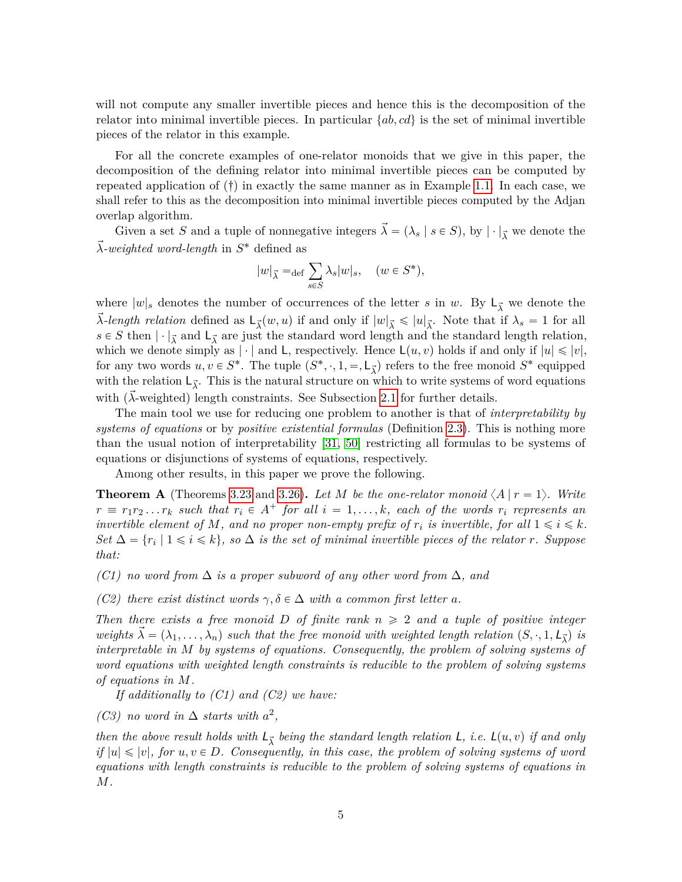will not compute any smaller invertible pieces and hence this is the decomposition of the relator into minimal invertible pieces. In particular $\{ab, cd\}$ is the set of minimal invertible pieces of the relator in this example.

For all the concrete examples of one-relator monoids that we give in this paper, the decomposition of the defining relator into minimal invertible pieces can be computed by repeated application of (†) in exactly the same manner as in Example 1.1. In each case, we shall refer to this as the decomposition into minimal invertible pieces computed by the Adjan overlap algorithm.

Given a set $S$ and a tuple of nonnegative integers $\vec{\lambda} = (\lambda_s \mid s \in S)$, by $|\cdot|_{\vec{\lambda}}$ we denote the $\vec{\lambda}$-*weighted word-length* in $S^*$ defined as

$$|w|_{\vec{\lambda}} =_{\text{def}} \sum_{s \in S} \lambda_s |w|_s, \quad (w \in S^*),$$

where $|w|_s$ denotes the number of occurrences of the letter $s$ in $w$. By $\mathsf{L}_{\vec{\lambda}}$ we denote the $\vec{\lambda}$-*length relation* defined as $\mathsf{L}_{\vec{\lambda}}(w, u)$ if and only if $|w|_{\vec{\lambda}} \leqslant |u|_{\vec{\lambda}}$. Note that if $\lambda_s = 1$ for all $s \in S$ then $|\cdot|_{\vec{\lambda}}$ and $\mathsf{L}_{\vec{\lambda}}$ are just the standard word length and the standard length relation, which we denote simply as $|\cdot|$ and $\mathsf{L}$, respectively. Hence $\mathsf{L}(u, v)$ holds if and only if $|u| \leqslant |v|$, for any two words $u, v \in S^*$. The tuple $(S^*, \cdot, 1, =, \mathsf{L}_{\vec{\lambda}})$ refers to the free monoid $S^*$ equipped with the relation $\mathsf{L}_{\vec{\lambda}}$. This is the natural structure on which to write systems of word equations with ($\vec{\lambda}$-weighted) length constraints. See Subsection 2.1 for further details.

The main tool we use for reducing one problem to another is that of *interpretability by systems of equations* or by *positive existential formulas* (Definition 2.3). This is nothing more than the usual notion of interpretability [31, 50] restricting all formulas to be systems of equations or disjunctions of systems of equations, respectively.

Among other results, in this paper we prove the following.

**Theorem A** (Theorems 3.23 and 3.26)**.** *Let $M$ be the one-relator monoid $\langle A \mid r = 1\rangle$. Write $r \equiv r_1 r_2 \dots r_k$ such that $r_i \in A^+$ for all $i = 1, \dots, k$, each of the words $r_i$ represents an invertible element of $M$, and no proper non-empty prefix of $r_i$ is invertible, for all $1 \leqslant i \leqslant k$. Set $\Delta = \{r_i \mid 1 \leqslant i \leqslant k\}$, so $\Delta$ is the set of minimal invertible pieces of the relator $r$. Suppose that:*

*(C1) no word from $\Delta$ is a proper subword of any other word from $\Delta$, and*

*(C2) there exist distinct words $\gamma, \delta \in \Delta$ with a common first letter $a$.*

*Then there exists a free monoid $D$ of finite rank $n \geqslant 2$ and a tuple of positive integer weights $\vec{\lambda} = (\lambda_1, \dots, \lambda_n)$ such that the free monoid with weighted length relation $(S, \cdot, 1, \mathsf{L}_{\vec{\lambda}})$ is interpretable in $M$ by systems of equations. Consequently, the problem of solving systems of word equations with weighted length constraints is reducible to the problem of solving systems of equations in $M$.*

*If additionally to (C1) and (C2) we have:*

*(C3) no word in $\Delta$ starts with $a^2$,*

*then the above result holds with $\mathsf{L}_{\vec{\lambda}}$ being the standard length relation $\mathsf{L}$, i.e. $\mathsf{L}(u, v)$ if and only if $|u| \leqslant |v|$, for $u, v \in D$. Consequently, in this case, the problem of solving systems of word equations with length constraints is reducible to the problem of solving systems of equations in $M$.*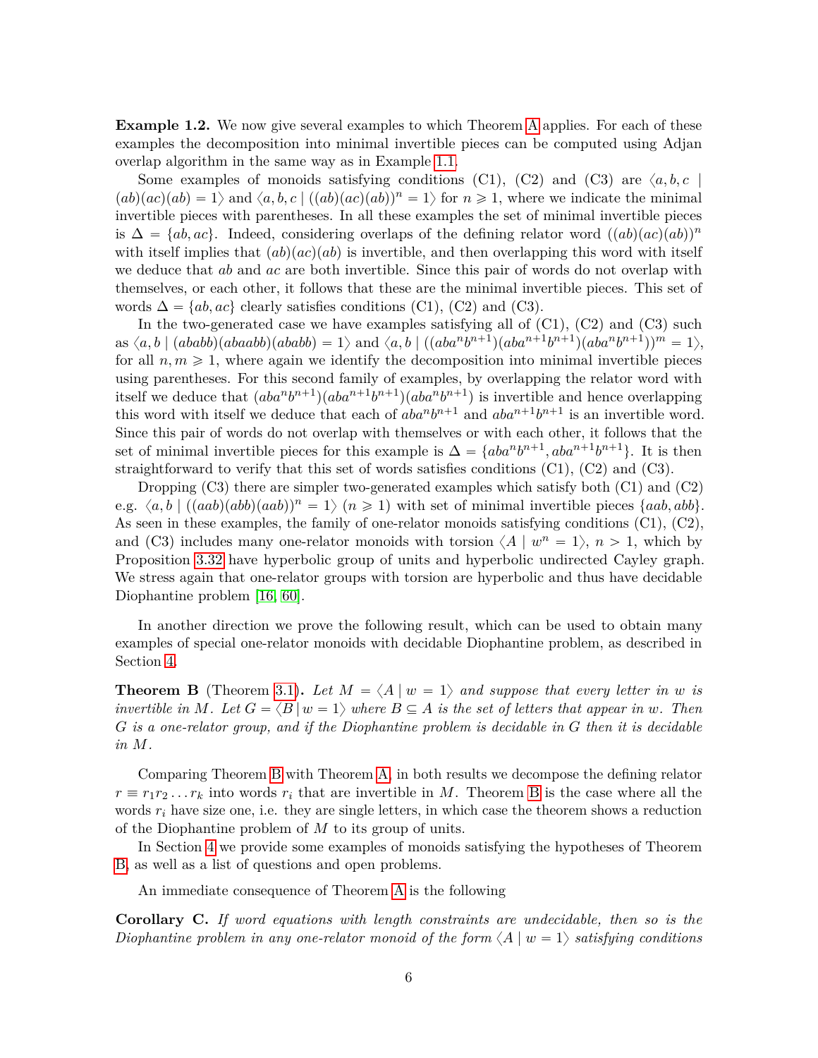**Example 1.2.** We now give several examples to which Theorem A applies. For each of these examples the decomposition into minimal invertible pieces can be computed using Adjan overlap algorithm in the same way as in Example 1.1.

Some examples of monoids satisfying conditions (C1), (C2) and (C3) are $\langle a, b, c \mid (ab)(ac)(ab) = 1 \rangle$ and $\langle a, b, c \mid ((ab)(ac)(ab))^n = 1 \rangle$ for $n \geqslant 1$, where we indicate the minimal invertible pieces with parentheses. In all these examples the set of minimal invertible pieces is $\Delta = \{ab, ac\}$. Indeed, considering overlaps of the defining relator word $((ab)(ac)(ab))^n$ with itself implies that $(ab)(ac)(ab)$ is invertible, and then overlapping this word with itself we deduce that $ab$ and $ac$ are both invertible. Since this pair of words do not overlap with themselves, or each other, it follows that these are the minimal invertible pieces. This set of words $\Delta = \{ab, ac\}$ clearly satisfies conditions (C1), (C2) and (C3).

In the two-generated case we have examples satisfying all of (C1), (C2) and (C3) such as $\langle a, b \mid (ababb)(abaabb)(ababb) = 1 \rangle$ and $\langle a, b \mid ((aba^n b^{n+1})(aba^{n+1}b^{n+1})(aba^n b^{n+1}))^m = 1 \rangle$, for all $n, m \geqslant 1$, where again we identify the decomposition into minimal invertible pieces using parentheses. For this second family of examples, by overlapping the relator word with itself we deduce that $(aba^n b^{n+1})(aba^{n+1}b^{n+1})(aba^n b^{n+1})$ is invertible and hence overlapping this word with itself we deduce that each of $aba^n b^{n+1}$ and $aba^{n+1}b^{n+1}$ is an invertible word. Since this pair of words do not overlap with themselves or with each other, it follows that the set of minimal invertible pieces for this example is $\Delta = \{aba^n b^{n+1}, aba^{n+1}b^{n+1}\}$. It is then straightforward to verify that this set of words satisfies conditions (C1), (C2) and (C3).

Dropping (C3) there are simpler two-generated examples which satisfy both (C1) and (C2) e.g. $\langle a, b \mid ((aab)(abb)(aab))^n = 1 \rangle$ $(n \geqslant 1)$ with set of minimal invertible pieces $\{aab, abb\}$. As seen in these examples, the family of one-relator monoids satisfying conditions (C1), (C2), and (C3) includes many one-relator monoids with torsion $\langle A \mid w^n = 1 \rangle$, $n > 1$, which by Proposition 3.32 have hyperbolic group of units and hyperbolic undirected Cayley graph. We stress again that one-relator groups with torsion are hyperbolic and thus have decidable Diophantine problem [16, 60].

In another direction we prove the following result, which can be used to obtain many examples of special one-relator monoids with decidable Diophantine problem, as described in Section 4.

**Theorem B** (Theorem 3.1)**.** *Let $M = \langle A \mid w = 1 \rangle$ and suppose that every letter in $w$ is invertible in $M$. Let $G = \langle B \mid w = 1 \rangle$ where $B \subseteq A$ is the set of letters that appear in $w$. Then $G$ is a one-relator group, and if the Diophantine problem is decidable in $G$ then it is decidable in $M$.*

Comparing Theorem B with Theorem A, in both results we decompose the defining relator $r \equiv r_1 r_2 \ldots r_k$ into words $r_i$ that are invertible in $M$. Theorem B is the case where all the words $r_i$ have size one, i.e. they are single letters, in which case the theorem shows a reduction of the Diophantine problem of $M$ to its group of units.

In Section 4 we provide some examples of monoids satisfying the hypotheses of Theorem B, as well as a list of questions and open problems.

An immediate consequence of Theorem A is the following

**Corollary C.** *If word equations with length constraints are undecidable, then so is the Diophantine problem in any one-relator monoid of the form $\langle A \mid w = 1 \rangle$ satisfying conditions*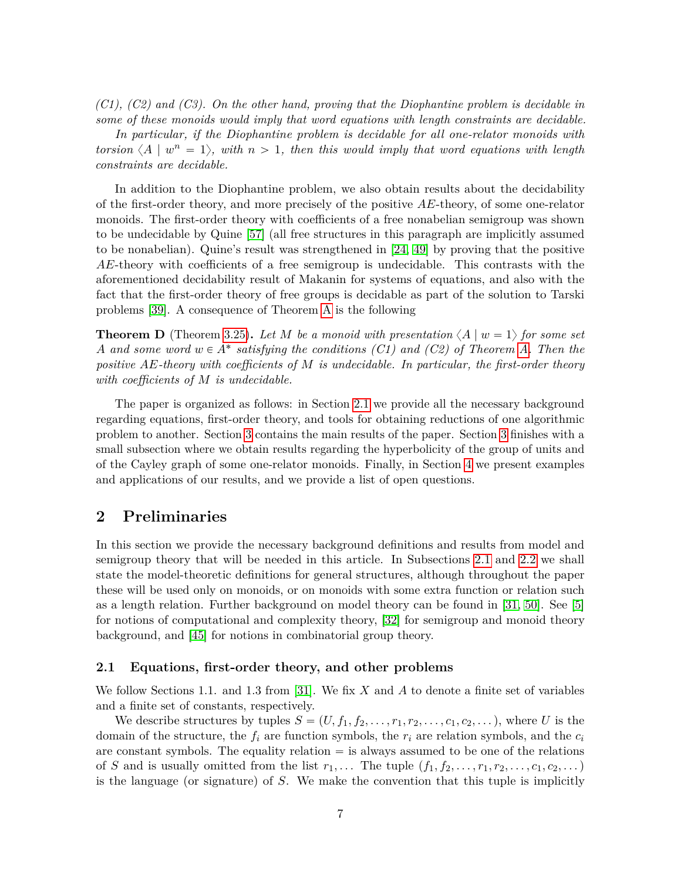*(C1), (C2) and (C3). On the other hand, proving that the Diophantine problem is decidable in some of these monoids would imply that word equations with length constraints are decidable.*

*In particular, if the Diophantine problem is decidable for all one-relator monoids with torsion $\langle A \mid w^n = 1\rangle$, with $n > 1$, then this would imply that word equations with length constraints are decidable.*

In addition to the Diophantine problem, we also obtain results about the decidability of the first-order theory, and more precisely of the positive $AE$-theory, of some one-relator monoids. The first-order theory with coefficients of a free nonabelian semigroup was shown to be undecidable by Quine [57] (all free structures in this paragraph are implicitly assumed to be nonabelian). Quine's result was strengthened in [24, 49] by proving that the positive $AE$-theory with coefficients of a free semigroup is undecidable. This contrasts with the aforementioned decidability result of Makanin for systems of equations, and also with the fact that the first-order theory of free groups is decidable as part of the solution to Tarski problems [39]. A consequence of Theorem A is the following

**Theorem D** (Theorem 3.25)**.** *Let $M$ be a monoid with presentation $\langle A \mid w = 1\rangle$ for some set $A$ and some word $w \in A^*$ satisfying the conditions (C1) and (C2) of Theorem A. Then the positive $AE$-theory with coefficients of $M$ is undecidable. In particular, the first-order theory with coefficients of $M$ is undecidable.*

The paper is organized as follows: in Section 2.1 we provide all the necessary background regarding equations, first-order theory, and tools for obtaining reductions of one algorithmic problem to another. Section 3 contains the main results of the paper. Section 3 finishes with a small subsection where we obtain results regarding the hyperbolicity of the group of units and of the Cayley graph of some one-relator monoids. Finally, in Section 4 we present examples and applications of our results, and we provide a list of open questions.

## 2 Preliminaries

In this section we provide the necessary background definitions and results from model and semigroup theory that will be needed in this article. In Subsections 2.1 and 2.2 we shall state the model-theoretic definitions for general structures, although throughout the paper these will be used only on monoids, or on monoids with some extra function or relation such as a length relation. Further background on model theory can be found in [31, 50]. See [5] for notions of computational and complexity theory, [32] for semigroup and monoid theory background, and [45] for notions in combinatorial group theory.

### 2.1 Equations, first-order theory, and other problems

We follow Sections 1.1. and 1.3 from [31]. We fix $X$ and $A$ to denote a finite set of variables and a finite set of constants, respectively.

We describe structures by tuples $S = (U, f_1, f_2, \ldots, r_1, r_2, \ldots, c_1, c_2, \ldots)$, where $U$ is the domain of the structure, the $f_i$ are function symbols, the $r_i$ are relation symbols, and the $c_i$ are constant symbols. The equality relation $=$ is always assumed to be one of the relations of $S$ and is usually omitted from the list $r_1, \ldots$ The tuple $(f_1, f_2, \ldots, r_1, r_2, \ldots, c_1, c_2, \ldots)$ is the language (or signature) of $S$. We make the convention that this tuple is implicitly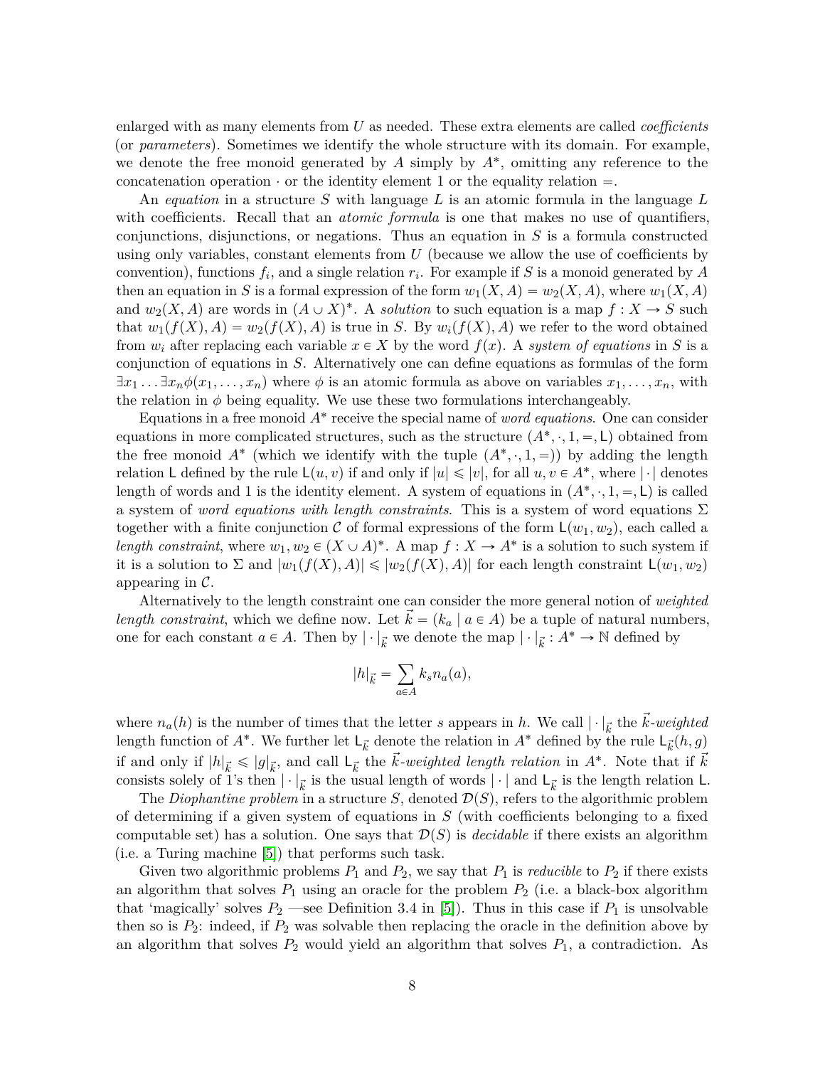enlarged with as many elements from $U$ as needed. These extra elements are called *coefficients* (or *parameters*). Sometimes we identify the whole structure with its domain. For example, we denote the free monoid generated by $A$ simply by $A^*$, omitting any reference to the concatenation operation $\cdot$ or the identity element 1 or the equality relation $=$.

An *equation* in a structure $S$ with language $L$ is an atomic formula in the language $L$ with coefficients. Recall that an *atomic formula* is one that makes no use of quantifiers, conjunctions, disjunctions, or negations. Thus an equation in $S$ is a formula constructed using only variables, constant elements from $U$ (because we allow the use of coefficients by convention), functions $f_i$, and a single relation $r_i$. For example if $S$ is a monoid generated by $A$ then an equation in $S$ is a formal expression of the form $w_1(X, A) = w_2(X, A)$, where $w_1(X, A)$ and $w_2(X, A)$ are words in $(A \cup X)^*$. A *solution* to such equation is a map $f : X \to S$ such that $w_1(f(X), A) = w_2(f(X), A)$ is true in $S$. By $w_i(f(X), A)$ we refer to the word obtained from $w_i$ after replacing each variable $x \in X$ by the word $f(x)$. A *system of equations* in $S$ is a conjunction of equations in $S$. Alternatively one can define equations as formulas of the form $\exists x_1 \dots \exists x_n \phi(x_1, \dots, x_n)$ where $\phi$ is an atomic formula as above on variables $x_1, \dots, x_n$, with the relation in $\phi$ being equality. We use these two formulations interchangeably.

Equations in a free monoid $A^*$ receive the special name of *word equations*. One can consider equations in more complicated structures, such as the structure $(A^*, \cdot, 1, =, \mathsf{L})$ obtained from the free monoid $A^*$ (which we identify with the tuple $(A^*, \cdot, 1, =)$) by adding the length relation $\mathsf{L}$ defined by the rule $\mathsf{L}(u, v)$ if and only if $|u| \leqslant |v|$, for all $u, v \in A^*$, where $|\cdot|$ denotes length of words and 1 is the identity element. A system of equations in $(A^*, \cdot, 1, =, \mathsf{L})$ is called a system of *word equations with length constraints*. This is a system of word equations $\Sigma$ together with a finite conjunction $\mathcal{C}$ of formal expressions of the form $\mathsf{L}(w_1, w_2)$, each called a *length constraint*, where $w_1, w_2 \in (X \cup A)^*$. A map $f : X \to A^*$ is a solution to such system if it is a solution to $\Sigma$ and $|w_1(f(X), A)| \leqslant |w_2(f(X), A)|$ for each length constraint $\mathsf{L}(w_1, w_2)$ appearing in $\mathcal{C}$.

Alternatively to the length constraint one can consider the more general notion of *weighted length constraint*, which we define now. Let $\vec{k} = (k_a \mid a \in A)$ be a tuple of natural numbers, one for each constant $a \in A$. Then by $|\cdot|_{\vec{k}}$ we denote the map $|\cdot|_{\vec{k}} : A^* \to \mathbb{N}$ defined by

$$|h|_{\vec{k}} = \sum_{a \in A} k_s n_a(a),$$

where $n_a(h)$ is the number of times that the letter $s$ appears in $h$. We call $|\cdot|_{\vec{k}}$ the $\vec{k}$*-weighted* length function of $A^*$. We further let $\mathsf{L}_{\vec{k}}$ denote the relation in $A^*$ defined by the rule $\mathsf{L}_{\vec{k}}(h, g)$ if and only if $|h|_{\vec{k}} \leqslant |g|_{\vec{k}}$, and call $\mathsf{L}_{\vec{k}}$ the $\vec{k}$*-weighted length relation* in $A^*$. Note that if $\vec{k}$ consists solely of 1's then $|\cdot|_{\vec{k}}$ is the usual length of words $|\cdot|$ and $\mathsf{L}_{\vec{k}}$ is the length relation $\mathsf{L}$.

The *Diophantine problem* in a structure $S$, denoted $\mathcal{D}(S)$, refers to the algorithmic problem of determining if a given system of equations in $S$ (with coefficients belonging to a fixed computable set) has a solution. One says that $\mathcal{D}(S)$ is *decidable* if there exists an algorithm (i.e. a Turing machine [5]) that performs such task.

Given two algorithmic problems $P_1$ and $P_2$, we say that $P_1$ is *reducible* to $P_2$ if there exists an algorithm that solves $P_1$ using an oracle for the problem $P_2$ (i.e. a black-box algorithm that 'magically' solves $P_2$ —see Definition 3.4 in [5]). Thus in this case if $P_1$ is unsolvable then so is $P_2$: indeed, if $P_2$ was solvable then replacing the oracle in the definition above by an algorithm that solves $P_2$ would yield an algorithm that solves $P_1$, a contradiction. As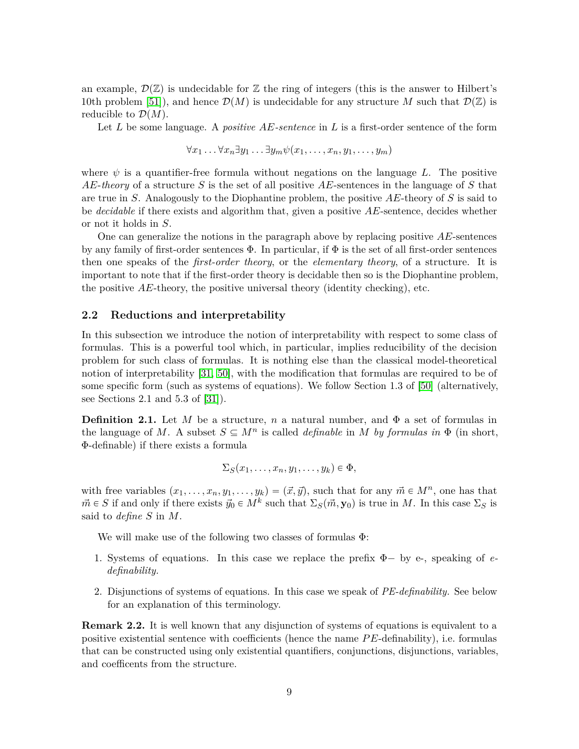an example, $\mathcal{D}(\mathbb{Z})$ is undecidable for $\mathbb{Z}$ the ring of integers (this is the answer to Hilbert's 10th problem [51]), and hence $\mathcal{D}(M)$ is undecidable for any structure $M$ such that $\mathcal{D}(\mathbb{Z})$ is reducible to $\mathcal{D}(M)$.

Let $L$ be some language. A *positive AE-sentence* in $L$ is a first-order sentence of the form

$$\forall x_1 \dots \forall x_n \exists y_1 \dots \exists y_m \psi(x_1, \dots, x_n, y_1, \dots, y_m)$$

where $\psi$ is a quantifier-free formula without negations on the language $L$. The positive *AE-theory* of a structure $S$ is the set of all positive $AE$-sentences in the language of $S$ that are true in $S$. Analogously to the Diophantine problem, the positive $AE$-theory of $S$ is said to be *decidable* if there exists and algorithm that, given a positive $AE$-sentence, decides whether or not it holds in $S$.

One can generalize the notions in the paragraph above by replacing positive $AE$-sentences by any family of first-order sentences $\Phi$. In particular, if $\Phi$ is the set of all first-order sentences then one speaks of the *first-order theory*, or the *elementary theory*, of a structure. It is important to note that if the first-order theory is decidable then so is the Diophantine problem, the positive $AE$-theory, the positive universal theory (identity checking), etc.

## 2.2 Reductions and interpretability

In this subsection we introduce the notion of interpretability with respect to some class of formulas. This is a powerful tool which, in particular, implies reducibility of the decision problem for such class of formulas. It is nothing else than the classical model-theoretical notion of interpretability [31, 50], with the modification that formulas are required to be of some specific form (such as systems of equations). We follow Section 1.3 of [50] (alternatively, see Sections 2.1 and 5.3 of [31]).

**Definition 2.1.** Let $M$ be a structure, $n$ a natural number, and $\Phi$ a set of formulas in the language of $M$. A subset $S \subseteq M^n$ is called *definable* in $M$ *by formulas in* $\Phi$ (in short, $\Phi$-definable) if there exists a formula

$$\Sigma_S(x_1, \dots, x_n, y_1, \dots, y_k) \in \Phi,$$

with free variables $(x_1, \dots, x_n, y_1, \dots, y_k) = (\vec{x}, \vec{y})$, such that for any $\vec{m} \in M^n$, one has that $\vec{m} \in S$ if and only if there exists $\vec{y}_0 \in M^k$ such that $\Sigma_S(\vec{m}, \mathbf{y}_0)$ is true in $M$. In this case $\Sigma_S$ is said to *define* $S$ in $M$.

We will make use of the following two classes of formulas $\Phi$:

1. Systems of equations. In this case we replace the prefix $\Phi-$ by e-, speaking of *e-definability*.

2. Disjunctions of systems of equations. In this case we speak of *PE-definability*. See below for an explanation of this terminology.

**Remark 2.2.** It is well known that any disjunction of systems of equations is equivalent to a positive existential sentence with coefficients (hence the name $PE$-definability), i.e. formulas that can be constructed using only existential quantifiers, conjunctions, disjunctions, variables, and coefficents from the structure.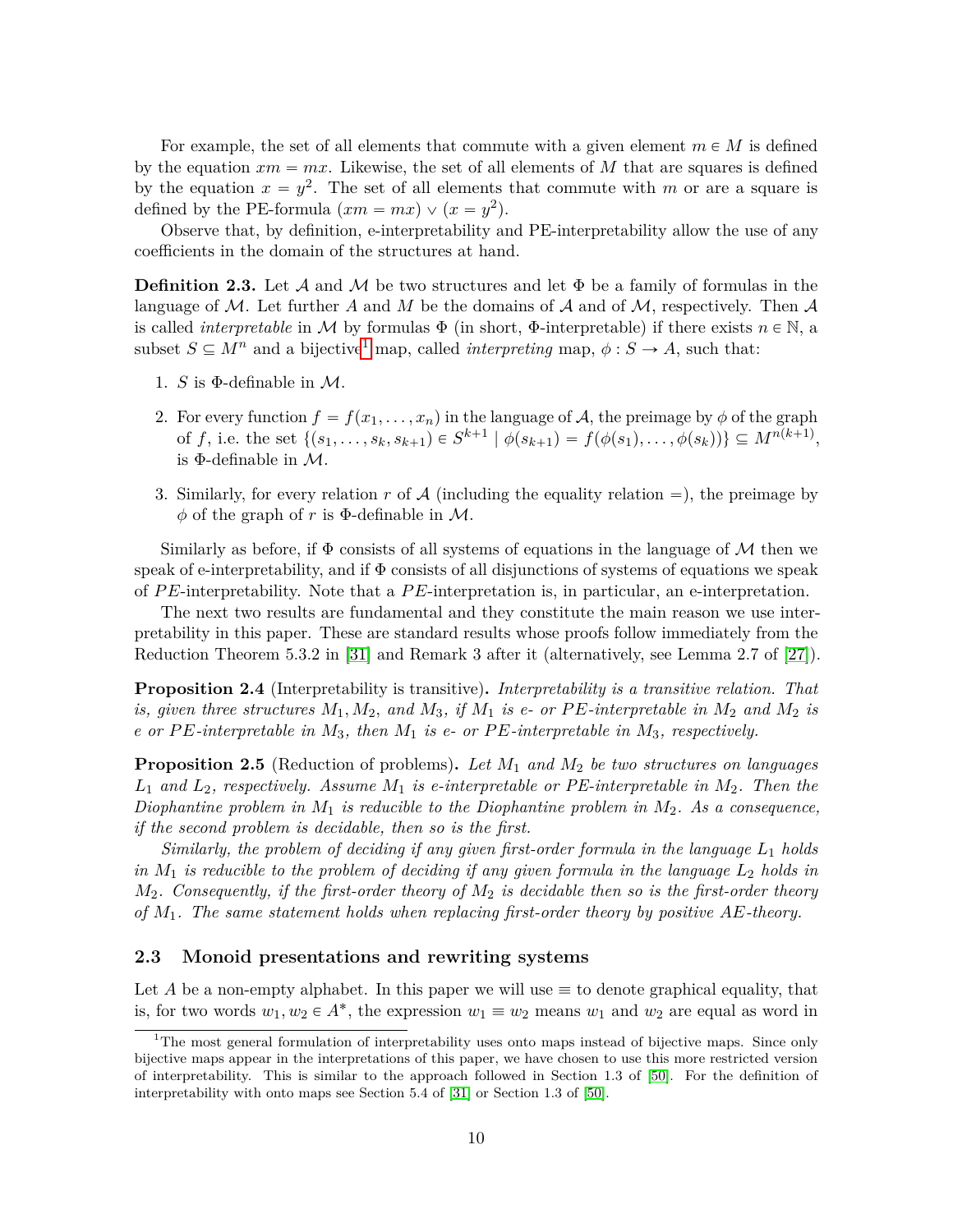For example, the set of all elements that commute with a given element $m \in M$ is defined by the equation $xm = mx$. Likewise, the set of all elements of $M$ that are squares is defined by the equation $x = y^2$. The set of all elements that commute with $m$ or are a square is defined by the PE-formula $(xm = mx) \vee (x = y^2)$.

Observe that, by definition, e-interpretability and PE-interpretability allow the use of any coefficients in the domain of the structures at hand.

**Definition 2.3.** Let $\mathcal{A}$ and $\mathcal{M}$ be two structures and let $\Phi$ be a family of formulas in the language of $\mathcal{M}$. Let further $A$ and $M$ be the domains of $\mathcal{A}$ and of $\mathcal{M}$, respectively. Then $\mathcal{A}$ is called *interpretable* in $\mathcal{M}$ by formulas $\Phi$ (in short, $\Phi$-interpretable) if there exists $n \in \mathbb{N}$, a subset $S \subseteq M^n$ and a bijective[1] map, called *interpreting* map, $\phi : S \to A$, such that:

1. $S$ is $\Phi$-definable in $\mathcal{M}$.
2. For every function $f = f(x_1, \ldots, x_n)$ in the language of $\mathcal{A}$, the preimage by $\phi$ of the graph of $f$, i.e. the set $\{(s_1, \ldots, s_k, s_{k+1}) \in S^{k+1} \mid \phi(s_{k+1}) = f(\phi(s_1), \ldots, \phi(s_k))\} \subseteq M^{n(k+1)}$, is $\Phi$-definable in $\mathcal{M}$.
3. Similarly, for every relation $r$ of $\mathcal{A}$ (including the equality relation $=$), the preimage by $\phi$ of the graph of $r$ is $\Phi$-definable in $\mathcal{M}$.

Similarly as before, if $\Phi$ consists of all systems of equations in the language of $\mathcal{M}$ then we speak of e-interpretability, and if $\Phi$ consists of all disjunctions of systems of equations we speak of $PE$-interpretability. Note that a $PE$-interpretation is, in particular, an e-interpretation.

The next two results are fundamental and they constitute the main reason we use interpretability in this paper. These are standard results whose proofs follow immediately from the Reduction Theorem 5.3.2 in [31] and Remark 3 after it (alternatively, see Lemma 2.7 of [27]).

**Proposition 2.4** (Interpretability is transitive)**.** *Interpretability is a transitive relation. That is, given three structures $M_1, M_2$, and $M_3$, if $M_1$ is e- or $PE$-interpretable in $M_2$ and $M_2$ is e or $PE$-interpretable in $M_3$, then $M_1$ is e- or $PE$-interpretable in $M_3$, respectively.*

**Proposition 2.5** (Reduction of problems)**.** *Let $M_1$ and $M_2$ be two structures on languages $L_1$ and $L_2$, respectively. Assume $M_1$ is e-interpretable or $PE$-interpretable in $M_2$. Then the Diophantine problem in $M_1$ is reducible to the Diophantine problem in $M_2$. As a consequence, if the second problem is decidable, then so is the first.*

*Similarly, the problem of deciding if any given first-order formula in the language $L_1$ holds in $M_1$ is reducible to the problem of deciding if any given formula in the language $L_2$ holds in $M_2$. Consequently, if the first-order theory of $M_2$ is decidable then so is the first-order theory of $M_1$. The same statement holds when replacing first-order theory by positive AE-theory.*

### 2.3 Monoid presentations and rewriting systems

Let $A$ be a non-empty alphabet. In this paper we will use $\equiv$ to denote graphical equality, that is, for two words $w_1, w_2 \in A^*$, the expression $w_1 \equiv w_2$ means $w_1$ and $w_2$ are equal as word in

[1] The most general formulation of interpretability uses onto maps instead of bijective maps. Since only bijective maps appear in the interpretations of this paper, we have chosen to use this more restricted version of interpretability. This is similar to the approach followed in Section 1.3 of [50]. For the definition of interpretability with onto maps see Section 5.4 of [31] or Section 1.3 of [50].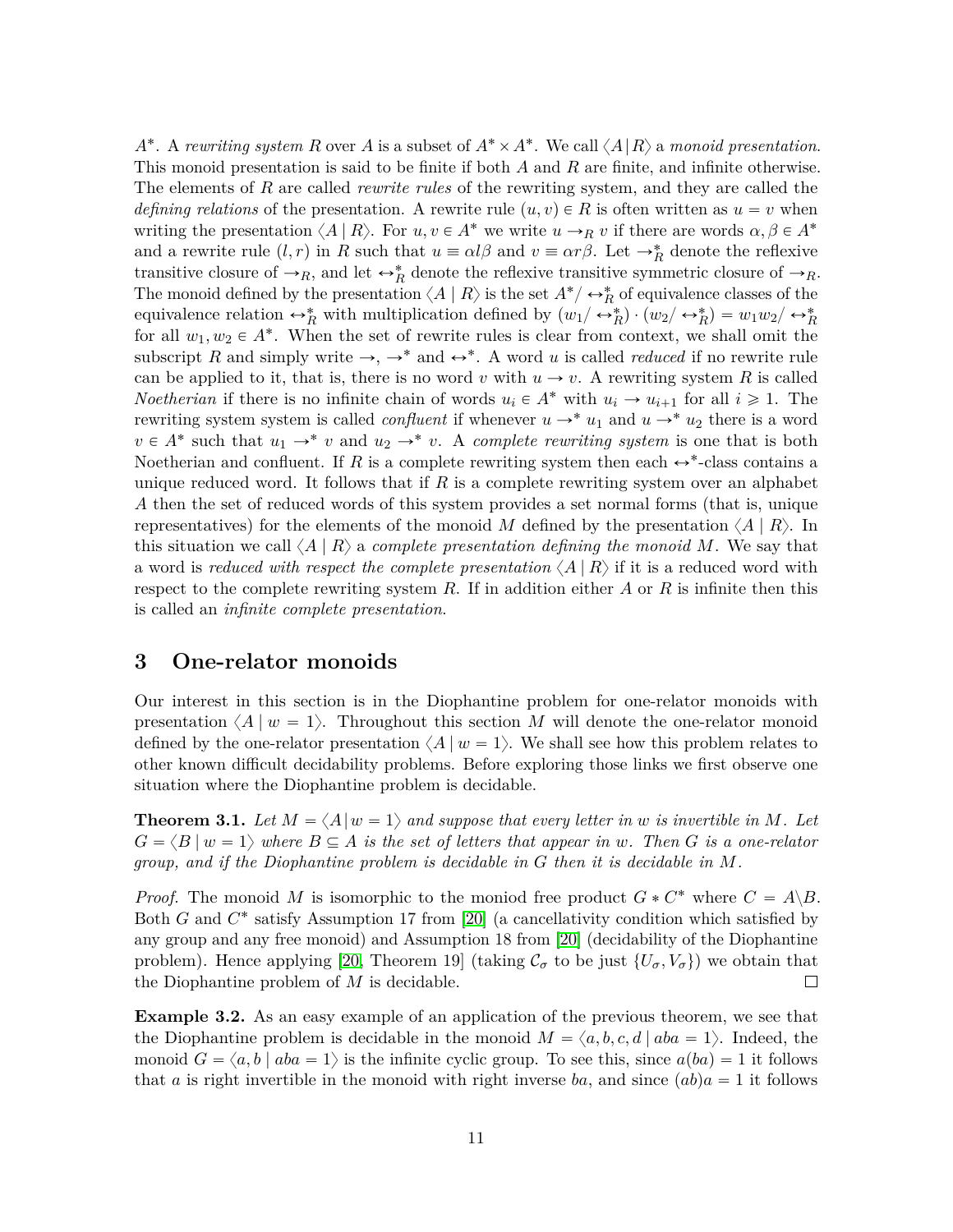$A^*$. A *rewriting system* $R$ over $A$ is a subset of $A^* \times A^*$. We call $\langle A \,|\, R\rangle$ a *monoid presentation*. This monoid presentation is said to be finite if both $A$ and $R$ are finite, and infinite otherwise. The elements of $R$ are called *rewrite rules* of the rewriting system, and they are called the *defining relations* of the presentation. A rewrite rule $(u, v) \in R$ is often written as $u = v$ when writing the presentation $\langle A \mid R\rangle$. For $u, v \in A^*$ we write $u \to_R v$ if there are words $\alpha, \beta \in A^*$ and a rewrite rule $(l, r)$ in $R$ such that $u \equiv \alpha l \beta$ and $v \equiv \alpha r \beta$. Let $\to_R^*$ denote the reflexive transitive closure of $\to_R$, and let $\leftrightarrow_R^*$ denote the reflexive transitive symmetric closure of $\to_R$. The monoid defined by the presentation $\langle A \mid R\rangle$ is the set $A^*/\leftrightarrow_R^*$ of equivalence classes of the equivalence relation $\leftrightarrow_R^*$ with multiplication defined by $(w_1/\leftrightarrow_R^*) \cdot (w_2/\leftrightarrow_R^*) = w_1 w_2/\leftrightarrow_R^*$ for all $w_1, w_2 \in A^*$. When the set of rewrite rules is clear from context, we shall omit the subscript $R$ and simply write $\to$, $\to^*$ and $\leftrightarrow^*$. A word $u$ is called *reduced* if no rewrite rule can be applied to it, that is, there is no word $v$ with $u \to v$. A rewriting system $R$ is called *Noetherian* if there is no infinite chain of words $u_i \in A^*$ with $u_i \to u_{i+1}$ for all $i \geqslant 1$. The rewriting system system is called *confluent* if whenever $u \to^* u_1$ and $u \to^* u_2$ there is a word $v \in A^*$ such that $u_1 \to^* v$ and $u_2 \to^* v$. A *complete rewriting system* is one that is both Noetherian and confluent. If $R$ is a complete rewriting system then each $\leftrightarrow^*$-class contains a unique reduced word. It follows that if $R$ is a complete rewriting system over an alphabet $A$ then the set of reduced words of this system provides a set normal forms (that is, unique representatives) for the elements of the monoid $M$ defined by the presentation $\langle A \mid R\rangle$. In this situation we call $\langle A \mid R\rangle$ a *complete presentation defining the monoid* $M$. We say that a word is *reduced with respect the complete presentation* $\langle A \,|\, R\rangle$ if it is a reduced word with respect to the complete rewriting system $R$. If in addition either $A$ or $R$ is infinite then this is called an *infinite complete presentation*.

## 3 One-relator monoids

Our interest in this section is in the Diophantine problem for one-relator monoids with presentation $\langle A \mid w = 1\rangle$. Throughout this section $M$ will denote the one-relator monoid defined by the one-relator presentation $\langle A \mid w = 1\rangle$. We shall see how this problem relates to other known difficult decidability problems. Before exploring those links we first observe one situation where the Diophantine problem is decidable.

**Theorem 3.1.** *Let $M = \langle A \,|\, w = 1\rangle$ and suppose that every letter in $w$ is invertible in $M$. Let $G = \langle B \mid w = 1\rangle$ where $B \subseteq A$ is the set of letters that appear in $w$. Then $G$ is a one-relator group, and if the Diophantine problem is decidable in $G$ then it is decidable in $M$.*

*Proof.* The monoid $M$ is isomorphic to the moniod free product $G * C^*$ where $C = A \backslash B$. Both $G$ and $C^*$ satisfy Assumption 17 from [20] (a cancellativity condition which satisfied by any group and any free monoid) and Assumption 18 from [20] (decidability of the Diophantine problem). Hence applying [20, Theorem 19] (taking $\mathcal{C}_\sigma$ to be just $\{U_\sigma, V_\sigma\}$) we obtain that the Diophantine problem of $M$ is decidable. ◻

**Example 3.2.** As an easy example of an application of the previous theorem, we see that the Diophantine problem is decidable in the monoid $M = \langle a, b, c, d \mid aba = 1\rangle$. Indeed, the monoid $G = \langle a, b \mid aba = 1\rangle$ is the infinite cyclic group. To see this, since $a(ba) = 1$ it follows that $a$ is right invertible in the monoid with right inverse $ba$, and since $(ab)a = 1$ it follows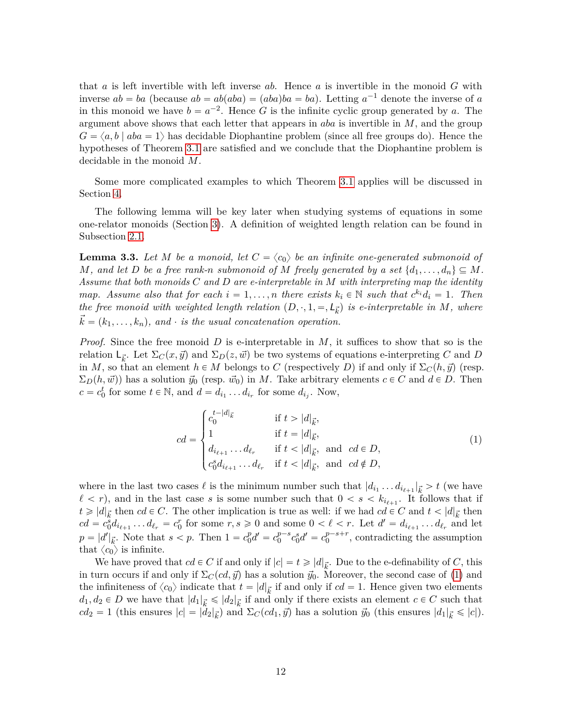that $a$ is left invertible with left inverse $ab$. Hence $a$ is invertible in the monoid $G$ with inverse $ab = ba$ (because $ab = ab(aba) = (aba)ba = ba$). Letting $a^{-1}$ denote the inverse of $a$ in this monoid we have $b = a^{-2}$. Hence $G$ is the infinite cyclic group generated by $a$. The argument above shows that each letter that appears in $aba$ is invertible in $M$, and the group $G = \langle a, b \mid aba = 1\rangle$ has decidable Diophantine problem (since all free groups do). Hence the hypotheses of Theorem 3.1 are satisfied and we conclude that the Diophantine problem is decidable in the monoid $M$.

Some more complicated examples to which Theorem 3.1 applies will be discussed in Section 4.

The following lemma will be key later when studying systems of equations in some one-relator monoids (Section 3). A definition of weighted length relation can be found in Subsection 2.1.

**Lemma 3.3.** *Let $M$ be a monoid, let $C = \langle c_0\rangle$ be an infinite one-generated submonoid of $M$, and let $D$ be a free rank-$n$ submonoid of $M$ freely generated by a set $\{d_1, \ldots, d_n\} \subseteq M$. Assume that both monoids $C$ and $D$ are e-interpretable in $M$ with interpreting map the identity map. Assume also that for each $i = 1, \ldots, n$ there exists $k_i \in \mathbb{N}$ such that $c^{k_i} d_i = 1$. Then the free monoid with weighted length relation $(D, \cdot, 1, =, \mathsf{L}_{\vec{k}})$ is e-interpretable in $M$, where $\vec{k} = (k_1, \ldots, k_n)$, and $\cdot$ is the usual concatenation operation.*

*Proof.* Since the free monoid $D$ is e-interpretable in $M$, it suffices to show that so is the relation $\mathsf{L}_{\vec{k}}$. Let $\Sigma_C(x, \vec{y})$ and $\Sigma_D(z, \vec{w})$ be two systems of equations e-interpreting $C$ and $D$ in $M$, so that an element $h \in M$ belongs to $C$ (respectively $D$) if and only if $\Sigma_C(h, \vec{y})$ (resp. $\Sigma_D(h, \vec{w})$) has a solution $\vec{y}_0$ (resp. $\vec{w}_0$) in $M$. Take arbitrary elements $c \in C$ and $d \in D$. Then $c = c_0^t$ for some $t \in \mathbb{N}$, and $d = d_{i_1} \ldots d_{i_r}$ for some $d_{i_j}$. Now,

$$
cd = \begin{cases} c_0^{t - |d|_{\vec{k}}} & \text{if } t > |d|_{\vec{k}}, \\ 1 & \text{if } t = |d|_{\vec{k}}, \\ d_{i_{\ell+1}} \ldots d_{\ell_r} & \text{if } t < |d|_{\vec{k}}, \text{ and } cd \in D, \\ c_0^s d_{i_{\ell+1}} \ldots d_{\ell_r} & \text{if } t < |d|_{\vec{k}}, \text{ and } cd \notin D, \end{cases} \tag{1}
$$

where in the last two cases $\ell$ is the minimum number such that $|d_{i_1} \ldots d_{i_{\ell+1}}|_{\vec{k}} > t$ (we have $\ell < r$), and in the last case $s$ is some number such that $0 < s < k_{i_{\ell+1}}$. It follows that if $t \geqslant |d|_{\vec{k}}$ then $cd \in C$. The other implication is true as well: if we had $cd \in C$ and $t < |d|_{\vec{k}}$ then $cd = c_0^s d_{i_{\ell+1}} \ldots d_{\ell_r} = c_0^r$ for some $r, s \geqslant 0$ and some $0 < \ell < r$. Let $d' = d_{i_{\ell+1}} \ldots d_{\ell_r}$ and let $p = |d'|_{\vec{k}}$. Note that $s < p$. Then $1 = c_0^p d' = c_0^{p-s} c_0^s d' = c_0^{p-s+r}$, contradicting the assumption that $\langle c_0\rangle$ is infinite.

We have proved that $cd \in C$ if and only if $|c| = t \geqslant |d|_{\vec{k}}$. Due to the e-definability of $C$, this in turn occurs if and only if $\Sigma_C(cd, \vec{y})$ has a solution $\vec{y}_0$. Moreover, the second case of (1) and the infiniteness of $\langle c_0\rangle$ indicate that $t = |d|_{\vec{k}}$ if and only if $cd = 1$. Hence given two elements $d_1, d_2 \in D$ we have that $|d_1|_{\vec{k}} \leqslant |d_2|_{\vec{k}}$ if and only if there exists an element $c \in C$ such that $cd_2 = 1$ (this ensures $|c| = |d_2|_{\vec{k}}$) and $\Sigma_C(cd_1, \vec{y})$ has a solution $\vec{y}_0$ (this ensures $|d_1|_{\vec{k}} \leqslant |c|$).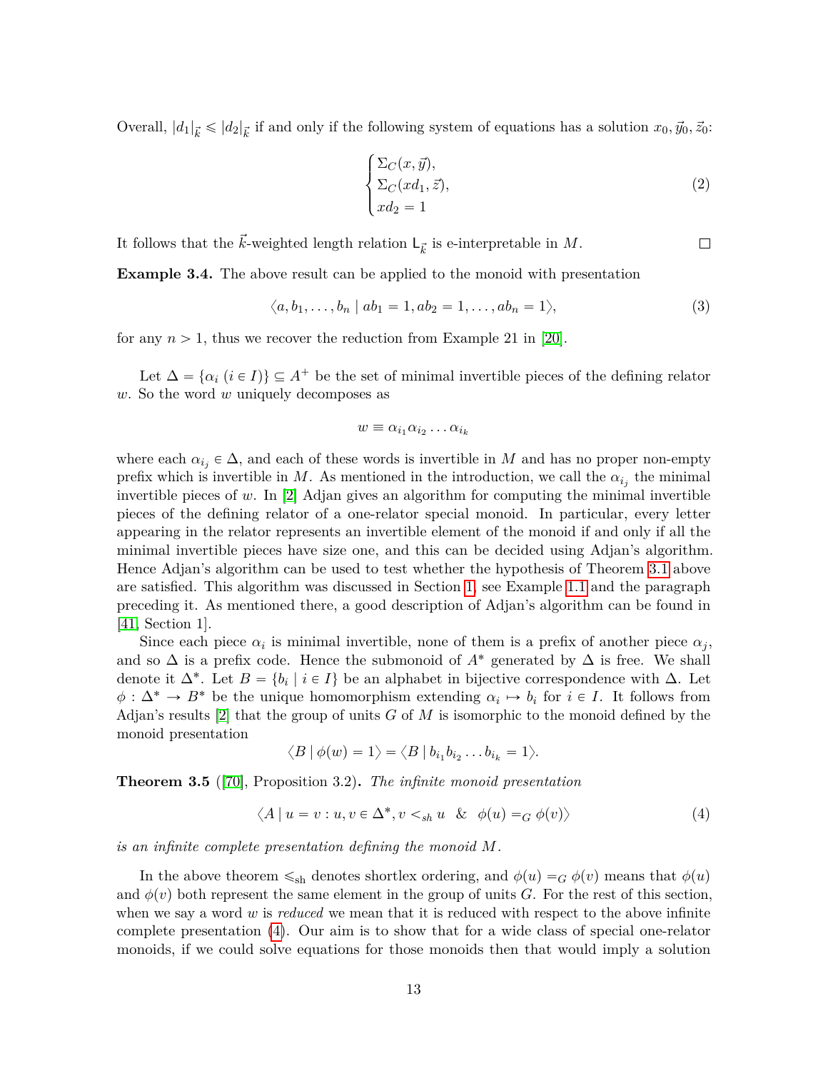Overall, $|d_1|_{\vec{k}} \leqslant |d_2|_{\vec{k}}$ if and only if the following system of equations has a solution $x_0, \vec{y}_0, \vec{z}_0$:

$$\begin{cases} \Sigma_C(x, \vec{y}), \\ \Sigma_C(xd_1, \vec{z}), \\ xd_2 = 1 \end{cases} \tag{2}$$

It follows that the $\vec{k}$-weighted length relation $\mathsf{L}_{\vec{k}}$ is e-interpretable in $M$. ◻

**Example 3.4.** The above result can be applied to the monoid with presentation

$$\langle a, b_1, \ldots, b_n \mid ab_1 = 1, ab_2 = 1, \ldots, ab_n = 1 \rangle, \tag{3}$$

for any $n > 1$, thus we recover the reduction from Example 21 in [20].

Let $\Delta = \{\alpha_i \ (i \in I)\} \subseteq A^+$ be the set of minimal invertible pieces of the defining relator $w$. So the word $w$ uniquely decomposes as

$$w \equiv \alpha_{i_1} \alpha_{i_2} \ldots \alpha_{i_k}$$

where each $\alpha_{i_j} \in \Delta$, and each of these words is invertible in $M$ and has no proper non-empty prefix which is invertible in $M$. As mentioned in the introduction, we call the $\alpha_{i_j}$ the minimal invertible pieces of $w$. In [2] Adjan gives an algorithm for computing the minimal invertible pieces of the defining relator of a one-relator special monoid. In particular, every letter appearing in the relator represents an invertible element of the monoid if and only if all the minimal invertible pieces have size one, and this can be decided using Adjan's algorithm. Hence Adjan's algorithm can be used to test whether the hypothesis of Theorem 3.1 above are satisfied. This algorithm was discussed in Section 1, see Example 1.1 and the paragraph preceding it. As mentioned there, a good description of Adjan's algorithm can be found in [41, Section 1].

Since each piece $\alpha_i$ is minimal invertible, none of them is a prefix of another piece $\alpha_j$, and so $\Delta$ is a prefix code. Hence the submonoid of $A^*$ generated by $\Delta$ is free. We shall denote it $\Delta^*$. Let $B = \{b_i \mid i \in I\}$ be an alphabet in bijective correspondence with $\Delta$. Let $\phi : \Delta^* \to B^*$ be the unique homomorphism extending $\alpha_i \mapsto b_i$ for $i \in I$. It follows from Adjan's results [2] that the group of units $G$ of $M$ is isomorphic to the monoid defined by the monoid presentation

$$\langle B \mid \phi(w) = 1 \rangle = \langle B \mid b_{i_1} b_{i_2} \ldots b_{i_k} = 1 \rangle.$$

**Theorem 3.5** ([70], Proposition 3.2)**.** *The infinite monoid presentation*

$$\langle A \mid u = v : u, v \in \Delta^*, v <_{sh} u \ \ \& \ \ \phi(u) =_G \phi(v) \rangle \tag{4}$$

*is an infinite complete presentation defining the monoid $M$.*

In the above theorem $\leqslant_{\text{sh}}$ denotes shortlex ordering, and $\phi(u) =_G \phi(v)$ means that $\phi(u)$ and $\phi(v)$ both represent the same element in the group of units $G$. For the rest of this section, when we say a word $w$ is *reduced* we mean that it is reduced with respect to the above infinite complete presentation (4). Our aim is to show that for a wide class of special one-relator monoids, if we could solve equations for those monoids then that would imply a solution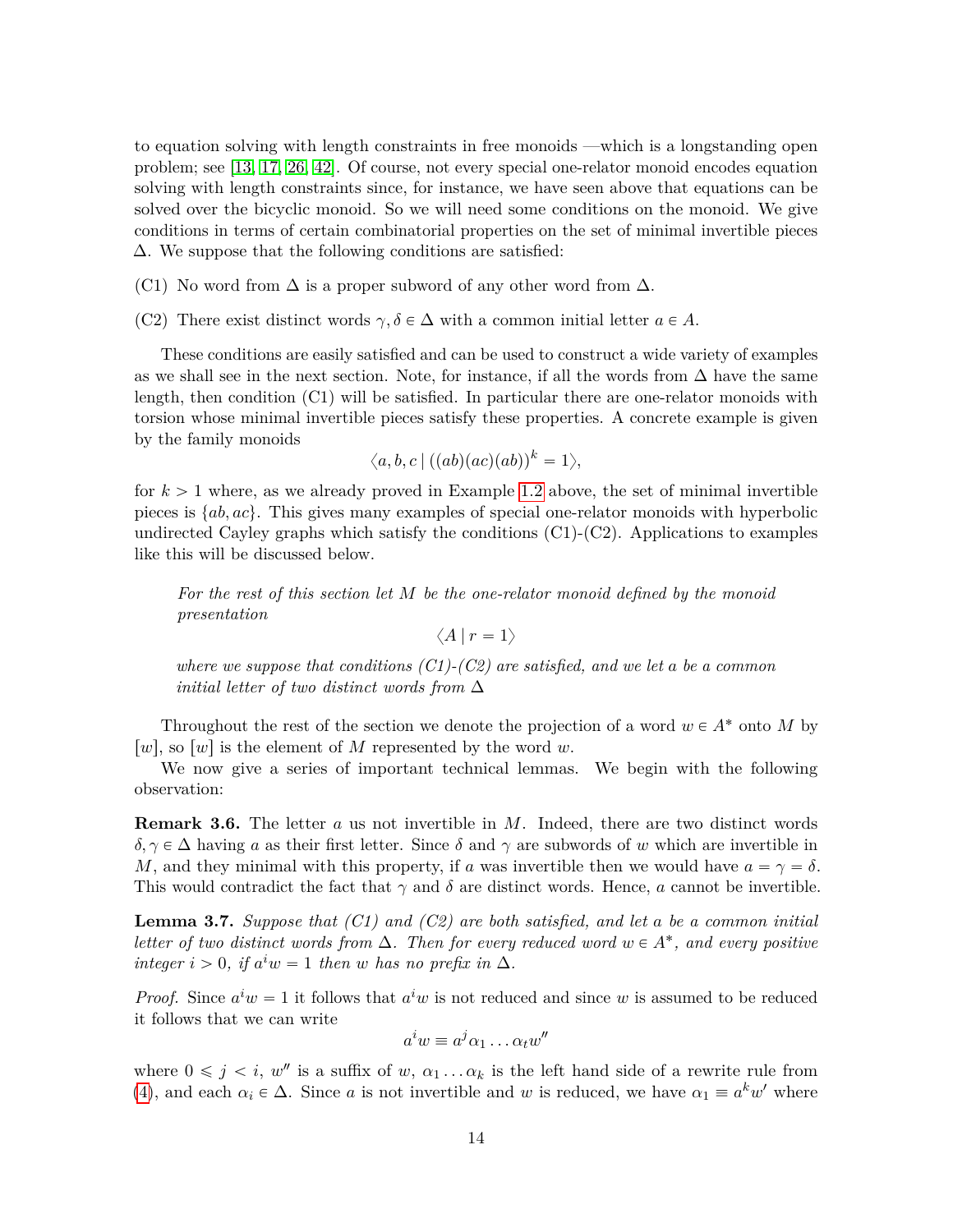to equation solving with length constraints in free monoids —which is a longstanding open problem; see [13, 17, 26, 42]. Of course, not every special one-relator monoid encodes equation solving with length constraints since, for instance, we have seen above that equations can be solved over the bicyclic monoid. So we will need some conditions on the monoid. We give conditions in terms of certain combinatorial properties on the set of minimal invertible pieces $\Delta$. We suppose that the following conditions are satisfied:

(C1) No word from $\Delta$ is a proper subword of any other word from $\Delta$.

(C2) There exist distinct words $\gamma, \delta \in \Delta$ with a common initial letter $a \in A$.

These conditions are easily satisfied and can be used to construct a wide variety of examples as we shall see in the next section. Note, for instance, if all the words from $\Delta$ have the same length, then condition (C1) will be satisfied. In particular there are one-relator monoids with torsion whose minimal invertible pieces satisfy these properties. A concrete example is given by the family monoids

$$\langle a, b, c \mid ((ab)(ac)(ab))^k = 1 \rangle,$$

for $k > 1$ where, as we already proved in Example 1.2 above, the set of minimal invertible pieces is $\{ab, ac\}$. This gives many examples of special one-relator monoids with hyperbolic undirected Cayley graphs which satisfy the conditions (C1)-(C2). Applications to examples like this will be discussed below.

> *For the rest of this section let $M$ be the one-relator monoid defined by the monoid presentation*
>
> $$\langle A \mid r = 1 \rangle$$
>
> *where we suppose that conditions (C1)-(C2) are satisfied, and we let a be a common initial letter of two distinct words from $\Delta$*

Throughout the rest of the section we denote the projection of a word $w \in A^*$ onto $M$ by $[w]$, so $[w]$ is the element of $M$ represented by the word $w$.

We now give a series of important technical lemmas. We begin with the following observation:

**Remark 3.6.** The letter $a$ us not invertible in $M$. Indeed, there are two distinct words $\delta, \gamma \in \Delta$ having $a$ as their first letter. Since $\delta$ and $\gamma$ are subwords of $w$ which are invertible in $M$, and they minimal with this property, if $a$ was invertible then we would have $a = \gamma = \delta$. This would contradict the fact that $\gamma$ and $\delta$ are distinct words. Hence, $a$ cannot be invertible.

**Lemma 3.7.** *Suppose that (C1) and (C2) are both satisfied, and let a be a common initial letter of two distinct words from $\Delta$. Then for every reduced word $w \in A^*$, and every positive integer $i > 0$, if $a^i w = 1$ then $w$ has no prefix in $\Delta$.*

*Proof.* Since $a^i w = 1$ it follows that $a^i w$ is not reduced and since $w$ is assumed to be reduced it follows that we can write

$$a^i w \equiv a^j \alpha_1 \dots \alpha_t w''$$

where $0 \leqslant j < i$, $w''$ is a suffix of $w$, $\alpha_1 \dots \alpha_k$ is the left hand side of a rewrite rule from (4), and each $\alpha_i \in \Delta$. Since $a$ is not invertible and $w$ is reduced, we have $\alpha_1 \equiv a^k w'$ where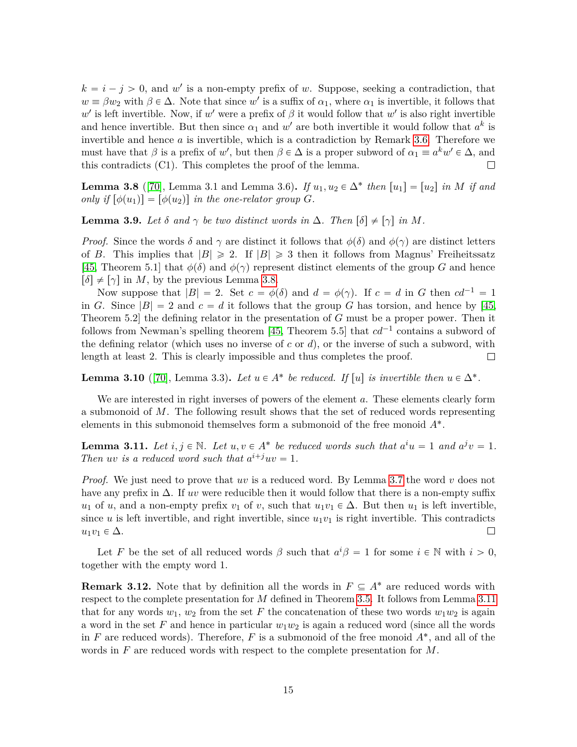$k = i - j > 0$, and $w'$ is a non-empty prefix of $w$. Suppose, seeking a contradiction, that $w \equiv \beta w_2$ with $\beta \in \Delta$. Note that since $w'$ is a suffix of $\alpha_1$, where $\alpha_1$ is invertible, it follows that $w'$ is left invertible. Now, if $w'$ were a prefix of $\beta$ it would follow that $w'$ is also right invertible and hence invertible. But then since $\alpha_1$ and $w'$ are both invertible it would follow that $a^k$ is invertible and hence $a$ is invertible, which is a contradiction by Remark 3.6. Therefore we must have that $\beta$ is a prefix of $w'$, but then $\beta \in \Delta$ is a proper subword of $\alpha_1 \equiv a^k w' \in \Delta$, and this contradicts (C1). This completes the proof of the lemma. □

**Lemma 3.8** ([70], Lemma 3.1 and Lemma 3.6)**.** *If $u_1, u_2 \in \Delta^*$ then $[u_1] = [u_2]$ in $M$ if and only if $[\phi(u_1)] = [\phi(u_2)]$ in the one-relator group $G$.*

**Lemma 3.9.** *Let $\delta$ and $\gamma$ be two distinct words in $\Delta$. Then $[\delta] \neq [\gamma]$ in $M$.*

*Proof.* Since the words $\delta$ and $\gamma$ are distinct it follows that $\phi(\delta)$ and $\phi(\gamma)$ are distinct letters of $B$. This implies that $|B| \geqslant 2$. If $|B| \geqslant 3$ then it follows from Magnus' Freiheitssatz [45, Theorem 5.1] that $\phi(\delta)$ and $\phi(\gamma)$ represent distinct elements of the group $G$ and hence $[\delta] \neq [\gamma]$ in $M$, by the previous Lemma 3.8.

Now suppose that $|B| = 2$. Set $c = \phi(\delta)$ and $d = \phi(\gamma)$. If $c = d$ in $G$ then $cd^{-1} = 1$ in $G$. Since $|B| = 2$ and $c = d$ it follows that the group $G$ has torsion, and hence by [45, Theorem 5.2] the defining relator in the presentation of $G$ must be a proper power. Then it follows from Newman's spelling theorem [45, Theorem 5.5] that $cd^{-1}$ contains a subword of the defining relator (which uses no inverse of $c$ or $d$), or the inverse of such a subword, with length at least 2. This is clearly impossible and thus completes the proof. □

**Lemma 3.10** ([70], Lemma 3.3)**.** *Let $u \in A^*$ be reduced. If $[u]$ is invertible then $u \in \Delta^*$.*

We are interested in right inverses of powers of the element $a$. These elements clearly form a submonoid of $M$. The following result shows that the set of reduced words representing elements in this submonoid themselves form a submonoid of the free monoid $A^*$.

**Lemma 3.11.** *Let $i, j \in \mathbb{N}$. Let $u, v \in A^*$ be reduced words such that $a^i u = 1$ and $a^j v = 1$. Then $uv$ is a reduced word such that $a^{i+j} uv = 1$.*

*Proof.* We just need to prove that $uv$ is a reduced word. By Lemma 3.7 the word $v$ does not have any prefix in $\Delta$. If $uv$ were reducible then it would follow that there is a non-empty suffix $u_1$ of $u$, and a non-empty prefix $v_1$ of $v$, such that $u_1 v_1 \in \Delta$. But then $u_1$ is left invertible, since $u$ is left invertible, and right invertible, since $u_1 v_1$ is right invertible. This contradicts $u_1 v_1 \in \Delta$. □

Let $F$ be the set of all reduced words $\beta$ such that $a^i \beta = 1$ for some $i \in \mathbb{N}$ with $i > 0$, together with the empty word 1.

**Remark 3.12.** Note that by definition all the words in $F \subseteq A^*$ are reduced words with respect to the complete presentation for $M$ defined in Theorem 3.5. It follows from Lemma 3.11 that for any words $w_1$, $w_2$ from the set $F$ the concatenation of these two words $w_1 w_2$ is again a word in the set $F$ and hence in particular $w_1 w_2$ is again a reduced word (since all the words in $F$ are reduced words). Therefore, $F$ is a submonoid of the free monoid $A^*$, and all of the words in $F$ are reduced words with respect to the complete presentation for $M$.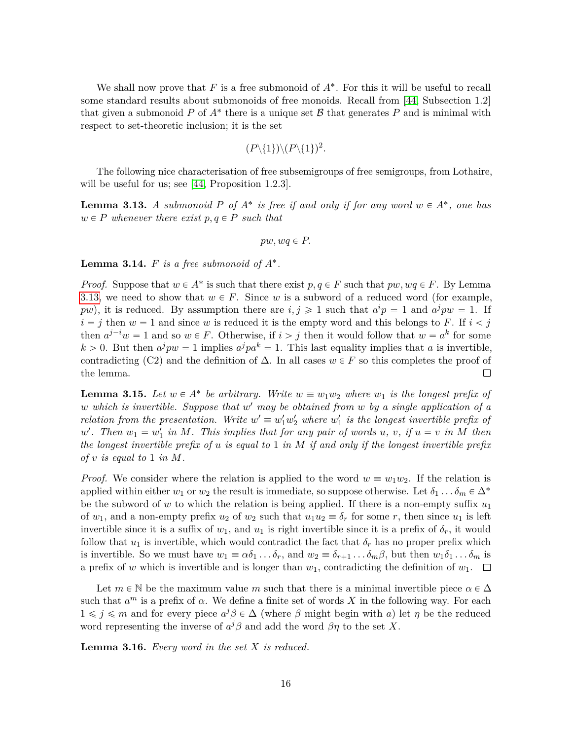We shall now prove that $F$ is a free submonoid of $A^*$. For this it will be useful to recall some standard results about submonoids of free monoids. Recall from [44, Subsection 1.2] that given a submonoid $P$ of $A^*$ there is a unique set $\mathcal{B}$ that generates $P$ and is minimal with respect to set-theoretic inclusion; it is the set

$$(P\backslash\{1\})\backslash(P\backslash\{1\})^2.$$

The following nice characterisation of free subsemigroups of free semigroups, from Lothaire, will be useful for us; see [44, Proposition 1.2.3].

**Lemma 3.13.** *A submonoid $P$ of $A^*$ is free if and only if for any word $w \in A^*$, one has $w \in P$ whenever there exist $p, q \in P$ such that*

$$pw, wq \in P.$$

**Lemma 3.14.** *$F$ is a free submonoid of $A^*$.*

*Proof.* Suppose that $w \in A^*$ is such that there exist $p, q \in F$ such that $pw, wq \in F$. By Lemma 3.13, we need to show that $w \in F$. Since $w$ is a subword of a reduced word (for example, $pw$), it is reduced. By assumption there are $i, j \geqslant 1$ such that $a^i p = 1$ and $a^j pw = 1$. If $i = j$ then $w = 1$ and since $w$ is reduced it is the empty word and this belongs to $F$. If $i < j$ then $a^{j-i}w = 1$ and so $w \in F$. Otherwise, if $i > j$ then it would follow that $w = a^k$ for some $k > 0$. But then $a^j pw = 1$ implies $a^j pa^k = 1$. This last equality implies that $a$ is invertible, contradicting (C2) and the definition of $\Delta$. In all cases $w \in F$ so this completes the proof of the lemma. □

**Lemma 3.15.** *Let $w \in A^*$ be arbitrary. Write $w \equiv w_1 w_2$ where $w_1$ is the longest prefix of $w$ which is invertible. Suppose that $w'$ may be obtained from $w$ by a single application of a relation from the presentation. Write $w' \equiv w_1' w_2'$ where $w_1'$ is the longest invertible prefix of $w'$. Then $w_1 = w_1'$ in $M$. This implies that for any pair of words $u$, $v$, if $u = v$ in $M$ then the longest invertible prefix of $u$ is equal to $1$ in $M$ if and only if the longest invertible prefix of $v$ is equal to $1$ in $M$.*

*Proof.* We consider where the relation is applied to the word $w \equiv w_1 w_2$. If the relation is applied within either $w_1$ or $w_2$ the result is immediate, so suppose otherwise. Let $\delta_1 \ldots \delta_m \in \Delta^*$ be the subword of $w$ to which the relation is being applied. If there is a non-empty suffix $u_1$ of $w_1$, and a non-empty prefix $u_2$ of $w_2$ such that $u_1 u_2 \equiv \delta_r$ for some $r$, then since $u_1$ is left invertible since it is a suffix of $w_1$, and $u_1$ is right invertible since it is a prefix of $\delta_r$, it would follow that $u_1$ is invertible, which would contradict the fact that $\delta_r$ has no proper prefix which is invertible. So we must have $w_1 \equiv \alpha \delta_1 \ldots \delta_r$, and $w_2 \equiv \delta_{r+1} \ldots \delta_m \beta$, but then $w_1 \delta_1 \ldots \delta_m$ is a prefix of $w$ which is invertible and is longer than $w_1$, contradicting the definition of $w_1$. □

Let $m \in \mathbb{N}$ be the maximum value $m$ such that there is a minimal invertible piece $\alpha \in \Delta$ such that $a^m$ is a prefix of $\alpha$. We define a finite set of words $X$ in the following way. For each $1 \leqslant j \leqslant m$ and for every piece $a^j \beta \in \Delta$ (where $\beta$ might begin with $a$) let $\eta$ be the reduced word representing the inverse of $a^j \beta$ and add the word $\beta\eta$ to the set $X$.

**Lemma 3.16.** *Every word in the set $X$ is reduced.*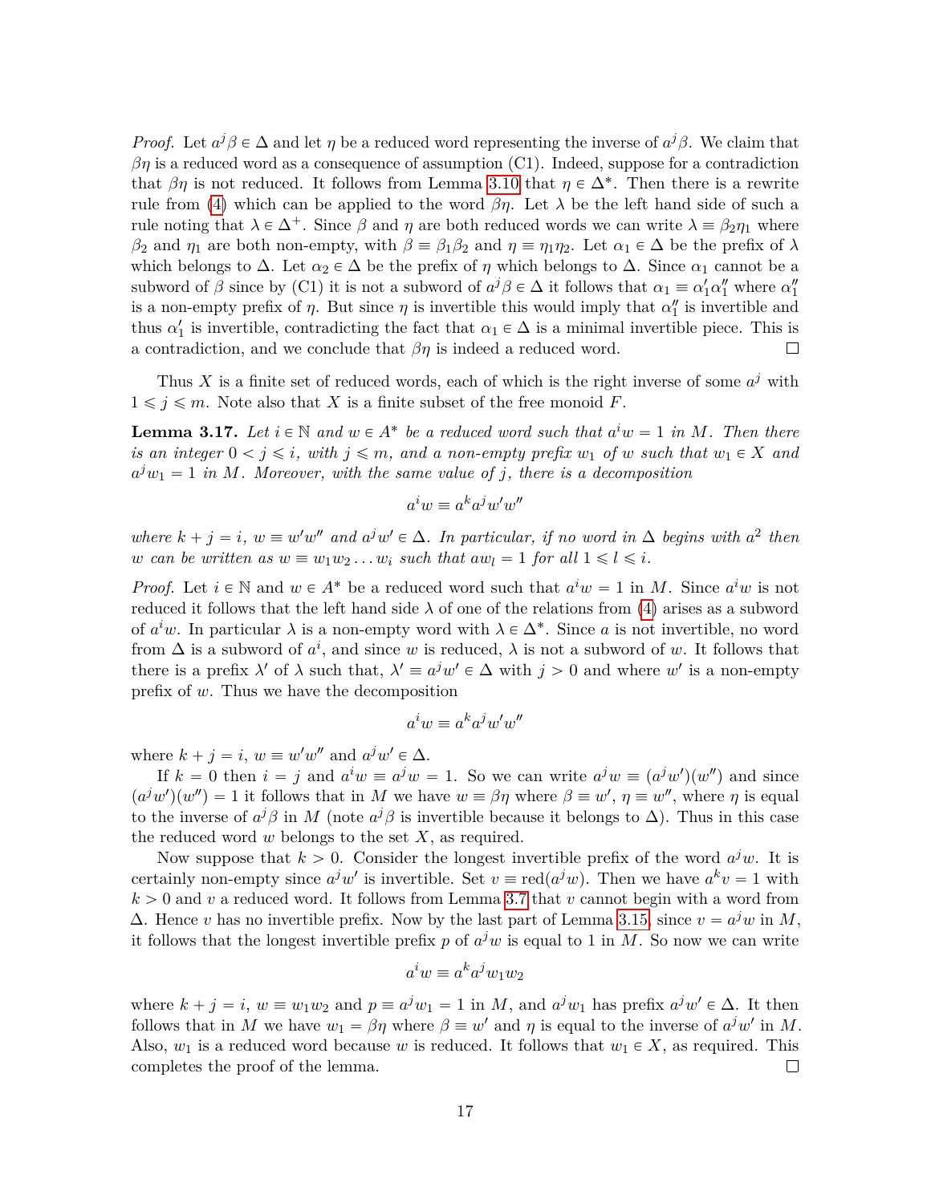*Proof.* Let $a^j\beta \in \Delta$ and let $\eta$ be a reduced word representing the inverse of $a^j\beta$. We claim that $\beta\eta$ is a reduced word as a consequence of assumption (C1). Indeed, suppose for a contradiction that $\beta\eta$ is not reduced. It follows from Lemma 3.10 that $\eta \in \Delta^*$. Then there is a rewrite rule from (4) which can be applied to the word $\beta\eta$. Let $\lambda$ be the left hand side of such a rule noting that $\lambda \in \Delta^+$. Since $\beta$ and $\eta$ are both reduced words we can write $\lambda \equiv \beta_2\eta_1$ where $\beta_2$ and $\eta_1$ are both non-empty, with $\beta \equiv \beta_1\beta_2$ and $\eta \equiv \eta_1\eta_2$. Let $\alpha_1 \in \Delta$ be the prefix of $\lambda$ which belongs to $\Delta$. Let $\alpha_2 \in \Delta$ be the prefix of $\eta$ which belongs to $\Delta$. Since $\alpha_1$ cannot be a subword of $\beta$ since by (C1) it is not a subword of $a^j\beta \in \Delta$ it follows that $\alpha_1 \equiv \alpha_1'\alpha_1''$ where $\alpha_1''$ is a non-empty prefix of $\eta$. But since $\eta$ is invertible this would imply that $\alpha_1''$ is invertible and thus $\alpha_1'$ is invertible, contradicting the fact that $\alpha_1 \in \Delta$ is a minimal invertible piece. This is a contradiction, and we conclude that $\beta\eta$ is indeed a reduced word. ☐

Thus $X$ is a finite set of reduced words, each of which is the right inverse of some $a^j$ with $1 \leqslant j \leqslant m$. Note also that $X$ is a finite subset of the free monoid $F$.

**Lemma 3.17.** *Let $i \in \mathbb{N}$ and $w \in A^*$ be a reduced word such that $a^iw = 1$ in $M$. Then there is an integer $0 < j \leqslant i$, with $j \leqslant m$, and a non-empty prefix $w_1$ of $w$ such that $w_1 \in X$ and $a^jw_1 = 1$ in $M$. Moreover, with the same value of $j$, there is a decomposition*

$$a^iw \equiv a^ka^jw'w''$$

*where $k + j = i$, $w \equiv w'w''$ and $a^jw' \in \Delta$. In particular, if no word in $\Delta$ begins with $a^2$ then $w$ can be written as $w \equiv w_1w_2 \ldots w_i$ such that $aw_l = 1$ for all $1 \leqslant l \leqslant i$.*

*Proof.* Let $i \in \mathbb{N}$ and $w \in A^*$ be a reduced word such that $a^iw = 1$ in $M$. Since $a^iw$ is not reduced it follows that the left hand side $\lambda$ of one of the relations from (4) arises as a subword of $a^iw$. In particular $\lambda$ is a non-empty word with $\lambda \in \Delta^*$. Since $a$ is not invertible, no word from $\Delta$ is a subword of $a^i$, and since $w$ is reduced, $\lambda$ is not a subword of $w$. It follows that there is a prefix $\lambda'$ of $\lambda$ such that, $\lambda' \equiv a^jw' \in \Delta$ with $j > 0$ and where $w'$ is a non-empty prefix of $w$. Thus we have the decomposition

$$a^iw \equiv a^ka^jw'w''$$

where $k + j = i$, $w \equiv w'w''$ and $a^jw' \in \Delta$.

If $k = 0$ then $i = j$ and $a^iw \equiv a^jw = 1$. So we can write $a^jw \equiv (a^jw')(w'')$ and since $(a^jw')(w'') = 1$ it follows that in $M$ we have $w \equiv \beta\eta$ where $\beta \equiv w'$, $\eta \equiv w''$, where $\eta$ is equal to the inverse of $a^j\beta$ in $M$ (note $a^j\beta$ is invertible because it belongs to $\Delta$). Thus in this case the reduced word $w$ belongs to the set $X$, as required.

Now suppose that $k > 0$. Consider the longest invertible prefix of the word $a^jw$. It is certainly non-empty since $a^jw'$ is invertible. Set $v \equiv \mathrm{red}(a^jw)$. Then we have $a^kv = 1$ with $k > 0$ and $v$ a reduced word. It follows from Lemma 3.7 that $v$ cannot begin with a word from $\Delta$. Hence $v$ has no invertible prefix. Now by the last part of Lemma 3.15, since $v = a^jw$ in $M$, it follows that the longest invertible prefix $p$ of $a^jw$ is equal to 1 in $M$. So now we can write

$$a^iw \equiv a^ka^jw_1w_2$$

where $k + j = i$, $w \equiv w_1w_2$ and $p \equiv a^jw_1 = 1$ in $M$, and $a^jw_1$ has prefix $a^jw' \in \Delta$. It then follows that in $M$ we have $w_1 = \beta\eta$ where $\beta \equiv w'$ and $\eta$ is equal to the inverse of $a^jw'$ in $M$. Also, $w_1$ is a reduced word because $w$ is reduced. It follows that $w_1 \in X$, as required. This completes the proof of the lemma. ☐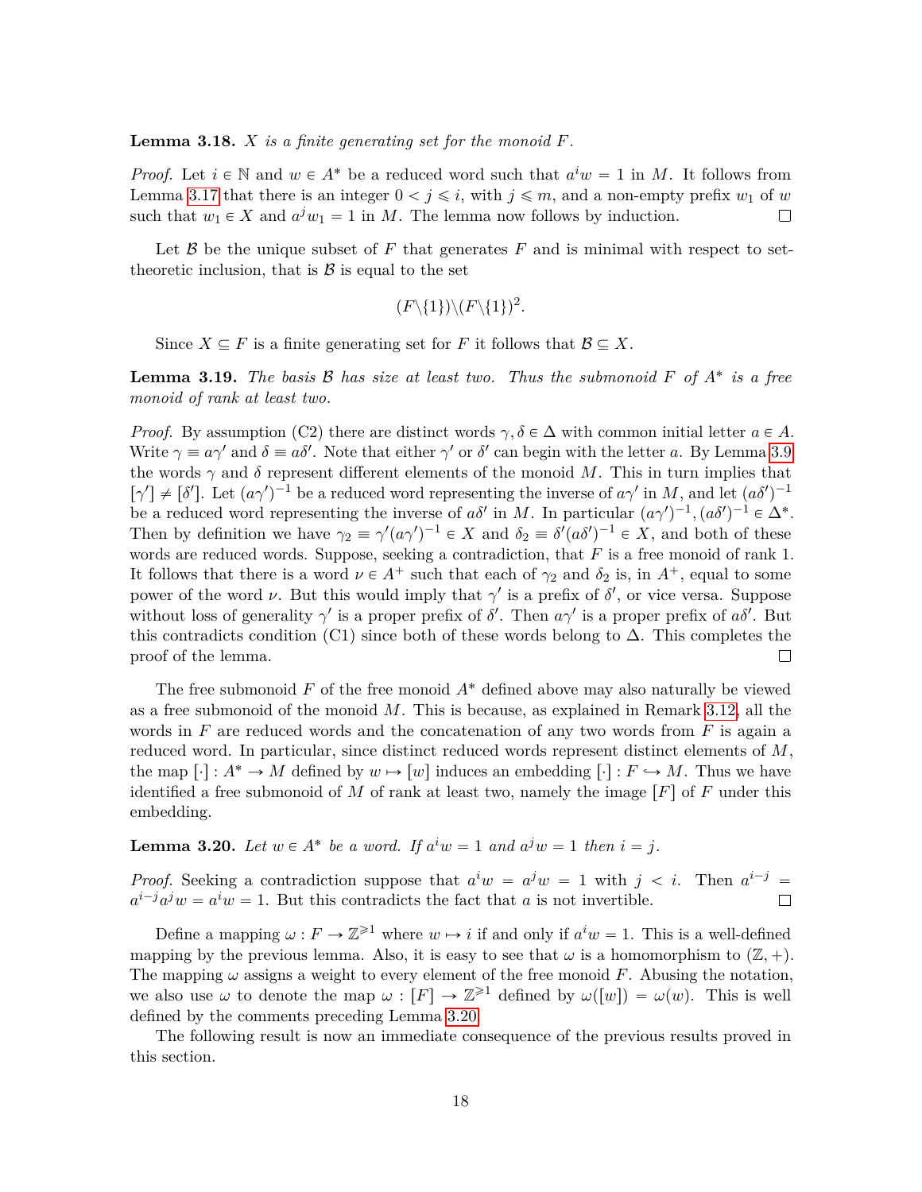**Lemma 3.18.** *$X$ is a finite generating set for the monoid $F$.*

*Proof.* Let $i \in \mathbb{N}$ and $w \in A^*$ be a reduced word such that $a^i w = 1$ in $M$. It follows from Lemma 3.17 that there is an integer $0 < j \leqslant i$, with $j \leqslant m$, and a non-empty prefix $w_1$ of $w$ such that $w_1 \in X$ and $a^j w_1 = 1$ in $M$. The lemma now follows by induction. □

Let $\mathcal{B}$ be the unique subset of $F$ that generates $F$ and is minimal with respect to set-theoretic inclusion, that is $\mathcal{B}$ is equal to the set

$$(F \backslash \{1\}) \backslash (F \backslash \{1\})^2.$$

Since $X \subseteq F$ is a finite generating set for $F$ it follows that $\mathcal{B} \subseteq X$.

**Lemma 3.19.** *The basis $\mathcal{B}$ has size at least two. Thus the submonoid $F$ of $A^*$ is a free monoid of rank at least two.*

*Proof.* By assumption (C2) there are distinct words $\gamma, \delta \in \Delta$ with common initial letter $a \in A$. Write $\gamma \equiv a\gamma'$ and $\delta \equiv a\delta'$. Note that either $\gamma'$ or $\delta'$ can begin with the letter $a$. By Lemma 3.9 the words $\gamma$ and $\delta$ represent different elements of the monoid $M$. This in turn implies that $[\gamma'] \neq [\delta']$. Let $(a\gamma')^{-1}$ be a reduced word representing the inverse of $a\gamma'$ in $M$, and let $(a\delta')^{-1}$ be a reduced word representing the inverse of $a\delta'$ in $M$. In particular $(a\gamma')^{-1}, (a\delta')^{-1} \in \Delta^*$. Then by definition we have $\gamma_2 \equiv \gamma'(a\gamma')^{-1} \in X$ and $\delta_2 \equiv \delta'(a\delta')^{-1} \in X$, and both of these words are reduced words. Suppose, seeking a contradiction, that $F$ is a free monoid of rank 1. It follows that there is a word $\nu \in A^+$ such that each of $\gamma_2$ and $\delta_2$ is, in $A^+$, equal to some power of the word $\nu$. But this would imply that $\gamma'$ is a prefix of $\delta'$, or vice versa. Suppose without loss of generality $\gamma'$ is a proper prefix of $\delta'$. Then $a\gamma'$ is a proper prefix of $a\delta'$. But this contradicts condition (C1) since both of these words belong to $\Delta$. This completes the proof of the lemma. □

The free submonoid $F$ of the free monoid $A^*$ defined above may also naturally be viewed as a free submonoid of the monoid $M$. This is because, as explained in Remark 3.12, all the words in $F$ are reduced words and the concatenation of any two words from $F$ is again a reduced word. In particular, since distinct reduced words represent distinct elements of $M$, the map $[\cdot] : A^* \to M$ defined by $w \mapsto [w]$ induces an embedding $[\cdot] : F \hookrightarrow M$. Thus we have identified a free submonoid of $M$ of rank at least two, namely the image $[F]$ of $F$ under this embedding.

**Lemma 3.20.** *Let $w \in A^*$ be a word. If $a^i w = 1$ and $a^j w = 1$ then $i = j$.*

*Proof.* Seeking a contradiction suppose that $a^i w = a^j w = 1$ with $j < i$. Then $a^{i-j} = a^{i-j} a^j w = a^i w = 1$. But this contradicts the fact that $a$ is not invertible. □

Define a mapping $\omega : F \to \mathbb{Z}^{\geqslant 1}$ where $w \mapsto i$ if and only if $a^i w = 1$. This is a well-defined mapping by the previous lemma. Also, it is easy to see that $\omega$ is a homomorphism to $(\mathbb{Z}, +)$. The mapping $\omega$ assigns a weight to every element of the free monoid $F$. Abusing the notation, we also use $\omega$ to denote the map $\omega : [F] \to \mathbb{Z}^{\geqslant 1}$ defined by $\omega([w]) = \omega(w)$. This is well defined by the comments preceding Lemma 3.20.

The following result is now an immediate consequence of the previous results proved in this section.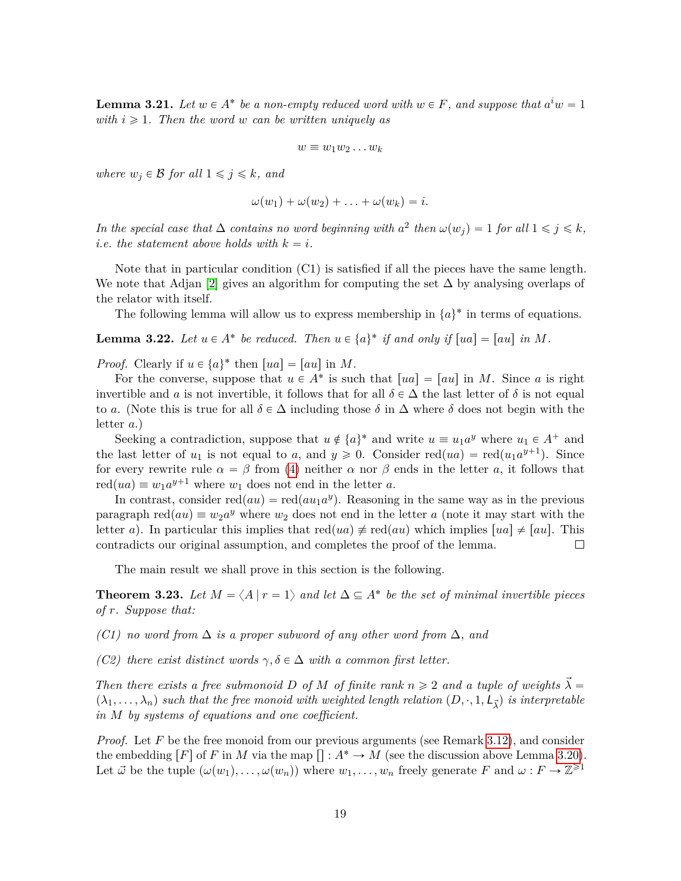**Lemma 3.21.** *Let $w \in A^*$ be a non-empty reduced word with $w \in F$, and suppose that $a^i w = 1$ with $i \geqslant 1$. Then the word $w$ can be written uniquely as*

$$w \equiv w_1 w_2 \ldots w_k$$

*where $w_j \in \mathcal{B}$ for all $1 \leqslant j \leqslant k$, and*

$$\omega(w_1) + \omega(w_2) + \ldots + \omega(w_k) = i.$$

*In the special case that $\Delta$ contains no word beginning with $a^2$ then $\omega(w_j) = 1$ for all $1 \leqslant j \leqslant k$, i.e. the statement above holds with $k = i$.*

Note that in particular condition (C1) is satisfied if all the pieces have the same length. We note that Adjan [2] gives an algorithm for computing the set $\Delta$ by analysing overlaps of the relator with itself.

The following lemma will allow us to express membership in $\{a\}^*$ in terms of equations.

**Lemma 3.22.** *Let $u \in A^*$ be reduced. Then $u \in \{a\}^*$ if and only if $[ua] = [au]$ in $M$.*

*Proof.* Clearly if $u \in \{a\}^*$ then $[ua] = [au]$ in $M$.

For the converse, suppose that $u \in A^*$ is such that $[ua] = [au]$ in $M$. Since $a$ is right invertible and $a$ is not invertible, it follows that for all $\delta \in \Delta$ the last letter of $\delta$ is not equal to $a$. (Note this is true for all $\delta \in \Delta$ including those $\delta$ in $\Delta$ where $\delta$ does not begin with the letter $a$.)

Seeking a contradiction, suppose that $u \notin \{a\}^*$ and write $u \equiv u_1 a^y$ where $u_1 \in A^+$ and the last letter of $u_1$ is not equal to $a$, and $y \geqslant 0$. Consider $\mathrm{red}(ua) = \mathrm{red}(u_1 a^{y+1})$. Since for every rewrite rule $\alpha = \beta$ from (4) neither $\alpha$ nor $\beta$ ends in the letter $a$, it follows that $\mathrm{red}(ua) \equiv w_1 a^{y+1}$ where $w_1$ does not end in the letter $a$.

In contrast, consider $\mathrm{red}(au) = \mathrm{red}(au_1 a^y)$. Reasoning in the same way as in the previous paragraph $\mathrm{red}(au) \equiv w_2 a^y$ where $w_2$ does not end in the letter $a$ (note it may start with the letter $a$). In particular this implies that $\mathrm{red}(ua) \not\equiv \mathrm{red}(au)$ which implies $[ua] \neq [au]$. This contradicts our original assumption, and completes the proof of the lemma. $\square$

The main result we shall prove in this section is the following.

**Theorem 3.23.** *Let $M = \langle A \mid r = 1 \rangle$ and let $\Delta \subseteq A^*$ be the set of minimal invertible pieces of $r$. Suppose that:*

*(C1) no word from $\Delta$ is a proper subword of any other word from $\Delta$, and*

*(C2) there exist distinct words $\gamma, \delta \in \Delta$ with a common first letter.*

*Then there exists a free submonoid $D$ of $M$ of finite rank $n \geqslant 2$ and a tuple of weights $\vec{\lambda} = (\lambda_1, \ldots, \lambda_n)$ such that the free monoid with weighted length relation $(D, \cdot, 1, \mathsf{L}_{\vec{\lambda}})$ is interpretable in $M$ by systems of equations and one coefficient.*

*Proof.* Let $F$ be the free monoid from our previous arguments (see Remark 3.12), and consider the embedding $[F]$ of $F$ in $M$ via the map $[] : A^* \to M$ (see the discussion above Lemma 3.20). Let $\vec{\omega}$ be the tuple $(\omega(w_1), \ldots, \omega(w_n))$ where $w_1, \ldots, w_n$ freely generate $F$ and $\omega : F \to \mathbb{Z}^{\geqslant 1}$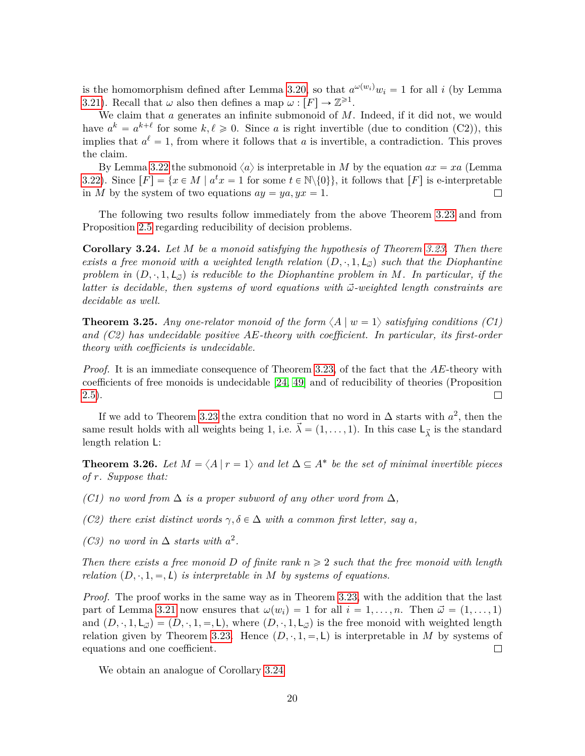is the homomorphism defined after Lemma 3.20, so that $a^{\omega(w_i)}w_i = 1$ for all $i$ (by Lemma 3.21). Recall that $\omega$ also then defines a map $\omega : [F] \to \mathbb{Z}^{\geqslant 1}$.

We claim that $a$ generates an infinite submonoid of $M$. Indeed, if it did not, we would have $a^k = a^{k+\ell}$ for some $k, \ell \geqslant 0$. Since $a$ is right invertible (due to condition (C2)), this implies that $a^\ell = 1$, from where it follows that $a$ is invertible, a contradiction. This proves the claim.

By Lemma 3.22 the submonoid $\langle a \rangle$ is interpretable in $M$ by the equation $ax = xa$ (Lemma 3.22). Since $[F] = \{x \in M \mid a^t x = 1 \text{ for some } t \in \mathbb{N}\backslash\{0\}\}$, it follows that $[F]$ is e-interpretable in $M$ by the system of two equations $ay = ya, yx = 1$. ◻

The following two results follow immediately from the above Theorem 3.23 and from Proposition 2.5 regarding reducibility of decision problems.

**Corollary 3.24.** *Let $M$ be a monoid satisfying the hypothesis of Theorem 3.23. Then there exists a free monoid with a weighted length relation $(D, \cdot, 1, \mathsf{L}_{\vec{\omega}})$ such that the Diophantine problem in $(D, \cdot, 1, \mathsf{L}_{\vec{\omega}})$ is reducible to the Diophantine problem in $M$. In particular, if the latter is decidable, then systems of word equations with $\vec{\omega}$-weighted length constraints are decidable as well.*

**Theorem 3.25.** *Any one-relator monoid of the form $\langle A \mid w = 1\rangle$ satisfying conditions (C1) and (C2) has undecidable positive AE-theory with coefficient. In particular, its first-order theory with coefficients is undecidable.*

*Proof.* It is an immediate consequence of Theorem 3.23, of the fact that the $AE$-theory with coefficients of free monoids is undecidable [24, 49] and of reducibility of theories (Proposition 2.5). ◻

If we add to Theorem 3.23 the extra condition that no word in $\Delta$ starts with $a^2$, then the same result holds with all weights being 1, i.e. $\vec{\lambda} = (1, \dots, 1)$. In this case $\mathsf{L}_{\vec{\lambda}}$ is the standard length relation $\mathsf{L}$:

**Theorem 3.26.** *Let $M = \langle A \mid r = 1\rangle$ and let $\Delta \subseteq A^*$ be the set of minimal invertible pieces of $r$. Suppose that:*

*(C1) no word from $\Delta$ is a proper subword of any other word from $\Delta$,*

*(C2) there exist distinct words $\gamma, \delta \in \Delta$ with a common first letter, say $a$,*

*(C3) no word in $\Delta$ starts with $a^2$.*

*Then there exists a free monoid $D$ of finite rank $n \geqslant 2$ such that the free monoid with length relation $(D, \cdot, 1, =, \mathsf{L})$ is interpretable in $M$ by systems of equations.*

*Proof.* The proof works in the same way as in Theorem 3.23, with the addition that the last part of Lemma 3.21 now ensures that $\omega(w_i) = 1$ for all $i = 1, \dots, n$. Then $\vec{\omega} = (1, \dots, 1)$ and $(D, \cdot, 1, \mathsf{L}_{\vec{\omega}}) = (D, \cdot, 1, =, \mathsf{L})$, where $(D, \cdot, 1, \mathsf{L}_{\vec{\omega}})$ is the free monoid with weighted length relation given by Theorem 3.23. Hence $(D, \cdot, 1, =, \mathsf{L})$ is interpretable in $M$ by systems of equations and one coefficient. ◻

We obtain an analogue of Corollary 3.24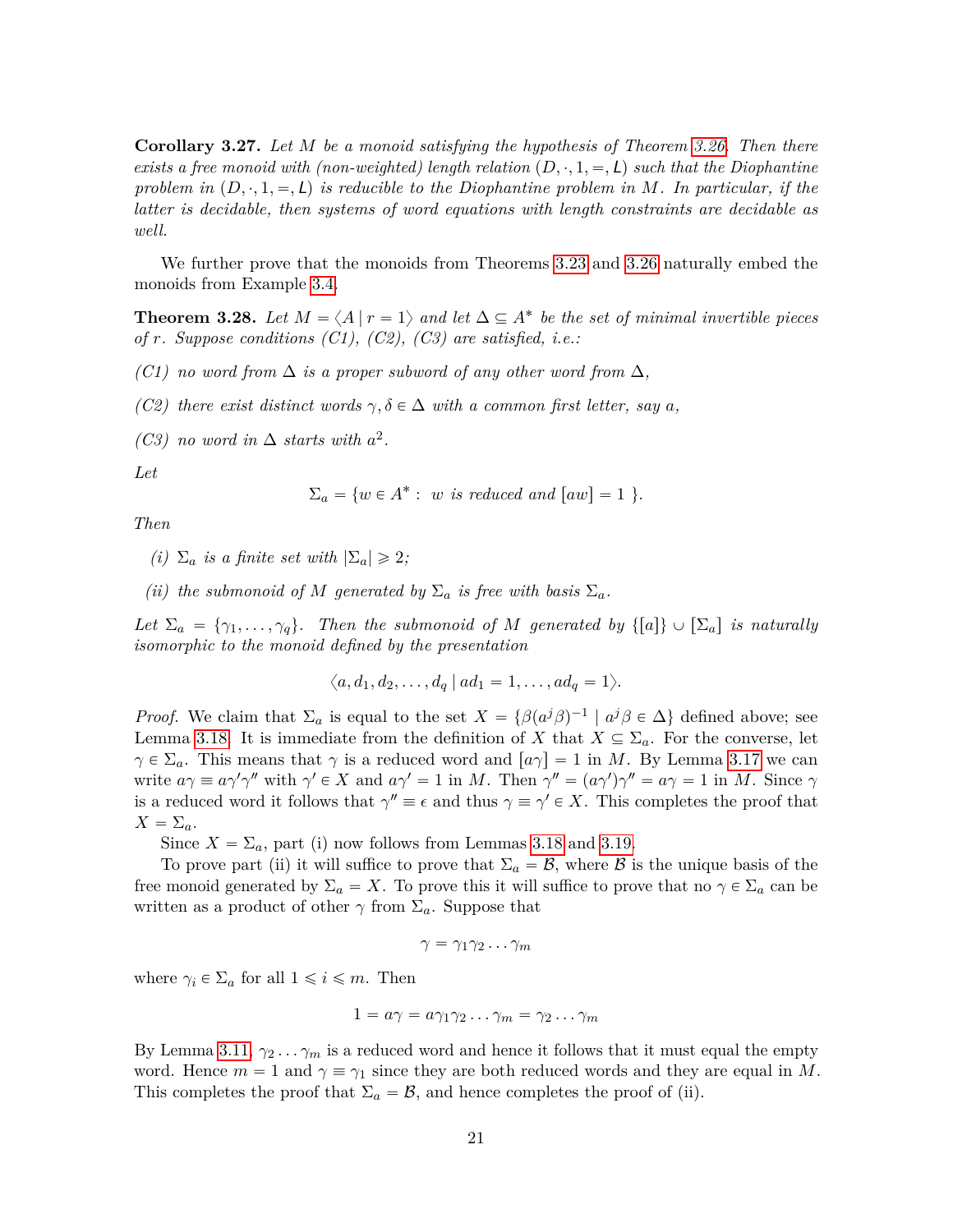**Corollary 3.27.** *Let $M$ be a monoid satisfying the hypothesis of Theorem 3.26. Then there exists a free monoid with (non-weighted) length relation $(D, \cdot, 1, =, \mathsf{L})$ such that the Diophantine problem in $(D, \cdot, 1, =, \mathsf{L})$ is reducible to the Diophantine problem in $M$. In particular, if the latter is decidable, then systems of word equations with length constraints are decidable as well.*

We further prove that the monoids from Theorems 3.23 and 3.26 naturally embed the monoids from Example 3.4.

**Theorem 3.28.** *Let $M = \langle A \mid r = 1 \rangle$ and let $\Delta \subseteq A^*$ be the set of minimal invertible pieces of $r$. Suppose conditions (C1), (C2), (C3) are satisfied, i.e.:*

*(C1) no word from $\Delta$ is a proper subword of any other word from $\Delta$,*

*(C2) there exist distinct words $\gamma, \delta \in \Delta$ with a common first letter, say $a$,*

*(C3) no word in $\Delta$ starts with $a^2$.*

*Let*

$$\Sigma_a = \{w \in A^* : \ w \text{ is reduced and } [aw] = 1 \ \}.$$

*Then*

*(i) $\Sigma_a$ is a finite set with $|\Sigma_a| \geqslant 2$;*

*(ii) the submonoid of $M$ generated by $\Sigma_a$ is free with basis $\Sigma_a$.*

*Let $\Sigma_a = \{\gamma_1, \ldots, \gamma_q\}$. Then the submonoid of $M$ generated by $\{[a]\} \cup [\Sigma_a]$ is naturally isomorphic to the monoid defined by the presentation*

$$\langle a, d_1, d_2, \ldots, d_q \mid ad_1 = 1, \ldots, ad_q = 1\rangle.$$

*Proof.* We claim that $\Sigma_a$ is equal to the set $X = \{\beta(a^j\beta)^{-1} \mid a^j\beta \in \Delta\}$ defined above; see Lemma 3.18. It is immediate from the definition of $X$ that $X \subseteq \Sigma_a$. For the converse, let $\gamma \in \Sigma_a$. This means that $\gamma$ is a reduced word and $[a\gamma] = 1$ in $M$. By Lemma 3.17 we can write $a\gamma \equiv a\gamma'\gamma''$ with $\gamma' \in X$ and $a\gamma' = 1$ in $M$. Then $\gamma'' = (a\gamma')\gamma'' = a\gamma = 1$ in $M$. Since $\gamma$ is a reduced word it follows that $\gamma'' \equiv \epsilon$ and thus $\gamma \equiv \gamma' \in X$. This completes the proof that $X = \Sigma_a$.

Since $X = \Sigma_a$, part (i) now follows from Lemmas 3.18 and 3.19.

To prove part (ii) it will suffice to prove that $\Sigma_a = \mathcal{B}$, where $\mathcal{B}$ is the unique basis of the free monoid generated by $\Sigma_a = X$. To prove this it will suffice to prove that no $\gamma \in \Sigma_a$ can be written as a product of other $\gamma$ from $\Sigma_a$. Suppose that

$$\gamma = \gamma_1\gamma_2 \ldots \gamma_m$$

where $\gamma_i \in \Sigma_a$ for all $1 \leqslant i \leqslant m$. Then

$$1 = a\gamma = a\gamma_1\gamma_2 \ldots \gamma_m = \gamma_2 \ldots \gamma_m$$

By Lemma 3.11, $\gamma_2 \ldots \gamma_m$ is a reduced word and hence it follows that it must equal the empty word. Hence $m = 1$ and $\gamma \equiv \gamma_1$ since they are both reduced words and they are equal in $M$. This completes the proof that $\Sigma_a = \mathcal{B}$, and hence completes the proof of (ii).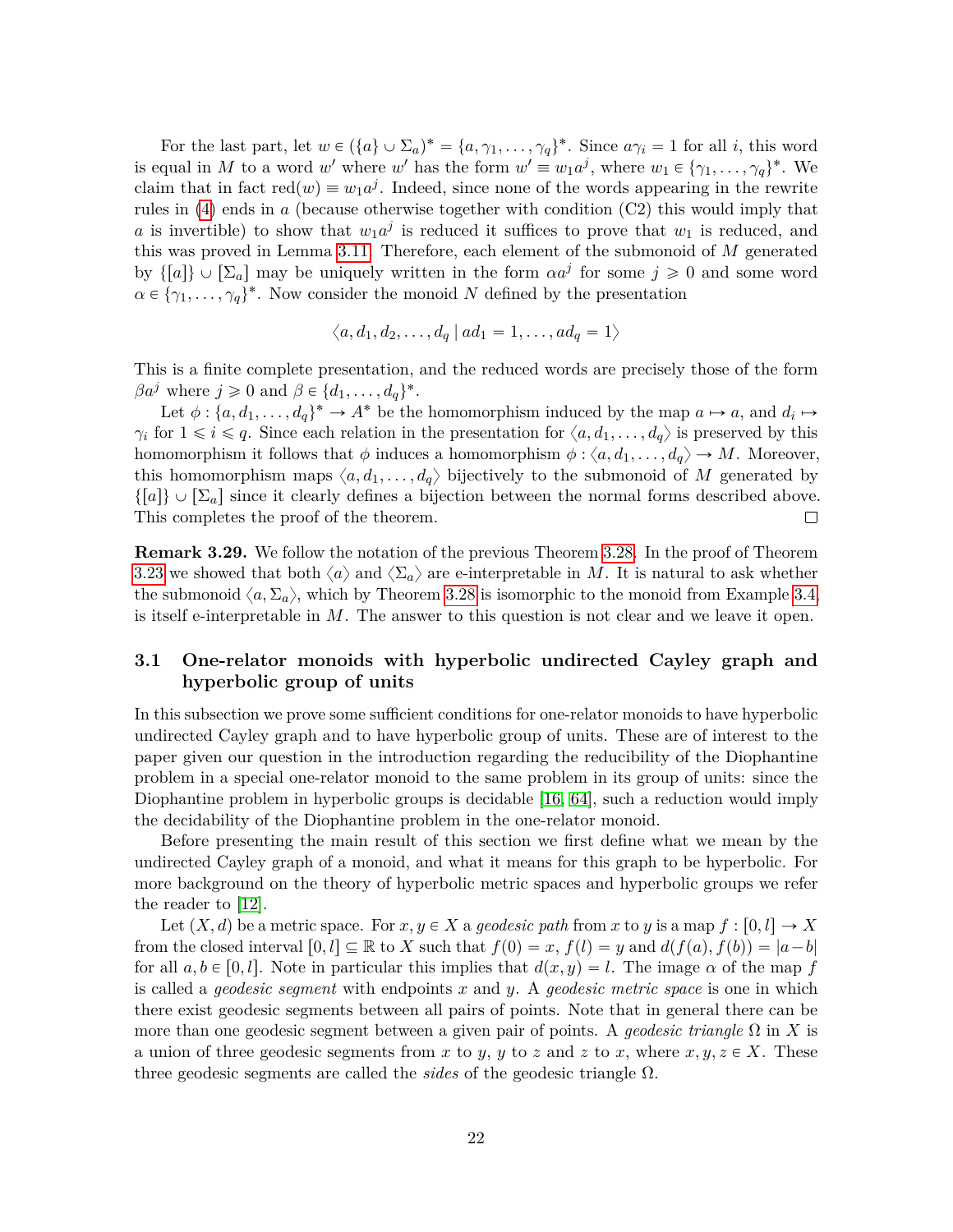For the last part, let $w \in (\{a\} \cup \Sigma_a)^* = \{a, \gamma_1, \ldots, \gamma_q\}^*$. Since $a\gamma_i = 1$ for all $i$, this word is equal in $M$ to a word $w'$ where $w'$ has the form $w' \equiv w_1 a^j$, where $w_1 \in \{\gamma_1, \ldots, \gamma_q\}^*$. We claim that in fact $\mathrm{red}(w) \equiv w_1 a^j$. Indeed, since none of the words appearing in the rewrite rules in (4) ends in $a$ (because otherwise together with condition (C2) this would imply that $a$ is invertible) to show that $w_1 a^j$ is reduced it suffices to prove that $w_1$ is reduced, and this was proved in Lemma 3.11. Therefore, each element of the submonoid of $M$ generated by $\{[a]\} \cup [\Sigma_a]$ may be uniquely written in the form $\alpha a^j$ for some $j \geqslant 0$ and some word $\alpha \in \{\gamma_1, \ldots, \gamma_q\}^*$. Now consider the monoid $N$ defined by the presentation

$$\langle a, d_1, d_2, \ldots, d_q \mid ad_1 = 1, \ldots, ad_q = 1 \rangle$$

This is a finite complete presentation, and the reduced words are precisely those of the form $\beta a^j$ where $j \geqslant 0$ and $\beta \in \{d_1, \ldots, d_q\}^*$.

Let $\phi : \{a, d_1, \ldots, d_q\}^* \to A^*$ be the homomorphism induced by the map $a \mapsto a$, and $d_i \mapsto \gamma_i$ for $1 \leqslant i \leqslant q$. Since each relation in the presentation for $\langle a, d_1, \ldots, d_q \rangle$ is preserved by this homomorphism it follows that $\phi$ induces a homomorphism $\phi : \langle a, d_1, \ldots, d_q \rangle \to M$. Moreover, this homomorphism maps $\langle a, d_1, \ldots, d_q \rangle$ bijectively to the submonoid of $M$ generated by $\{[a]\} \cup [\Sigma_a]$ since it clearly defines a bijection between the normal forms described above. This completes the proof of the theorem. □

**Remark 3.29.** We follow the notation of the previous Theorem 3.28. In the proof of Theorem 3.23 we showed that both $\langle a \rangle$ and $\langle \Sigma_a \rangle$ are e-interpretable in $M$. It is natural to ask whether the submonoid $\langle a, \Sigma_a \rangle$, which by Theorem 3.28 is isomorphic to the monoid from Example 3.4, is itself e-interpretable in $M$. The answer to this question is not clear and we leave it open.

## 3.1 One-relator monoids with hyperbolic undirected Cayley graph and hyperbolic group of units

In this subsection we prove some sufficient conditions for one-relator monoids to have hyperbolic undirected Cayley graph and to have hyperbolic group of units. These are of interest to the paper given our question in the introduction regarding the reducibility of the Diophantine problem in a special one-relator monoid to the same problem in its group of units: since the Diophantine problem in hyperbolic groups is decidable [16, 64], such a reduction would imply the decidability of the Diophantine problem in the one-relator monoid.

Before presenting the main result of this section we first define what we mean by the undirected Cayley graph of a monoid, and what it means for this graph to be hyperbolic. For more background on the theory of hyperbolic metric spaces and hyperbolic groups we refer the reader to [12].

Let $(X, d)$ be a metric space. For $x, y \in X$ a *geodesic path* from $x$ to $y$ is a map $f : [0, l] \to X$ from the closed interval $[0, l] \subseteq \mathbb{R}$ to $X$ such that $f(0) = x$, $f(l) = y$ and $d(f(a), f(b)) = |a - b|$ for all $a, b \in [0, l]$. Note in particular this implies that $d(x, y) = l$. The image $\alpha$ of the map $f$ is called a *geodesic segment* with endpoints $x$ and $y$. A *geodesic metric space* is one in which there exist geodesic segments between all pairs of points. Note that in general there can be more than one geodesic segment between a given pair of points. A *geodesic triangle* $\Omega$ in $X$ is a union of three geodesic segments from $x$ to $y$, $y$ to $z$ and $z$ to $x$, where $x, y, z \in X$. These three geodesic segments are called the *sides* of the geodesic triangle $\Omega$.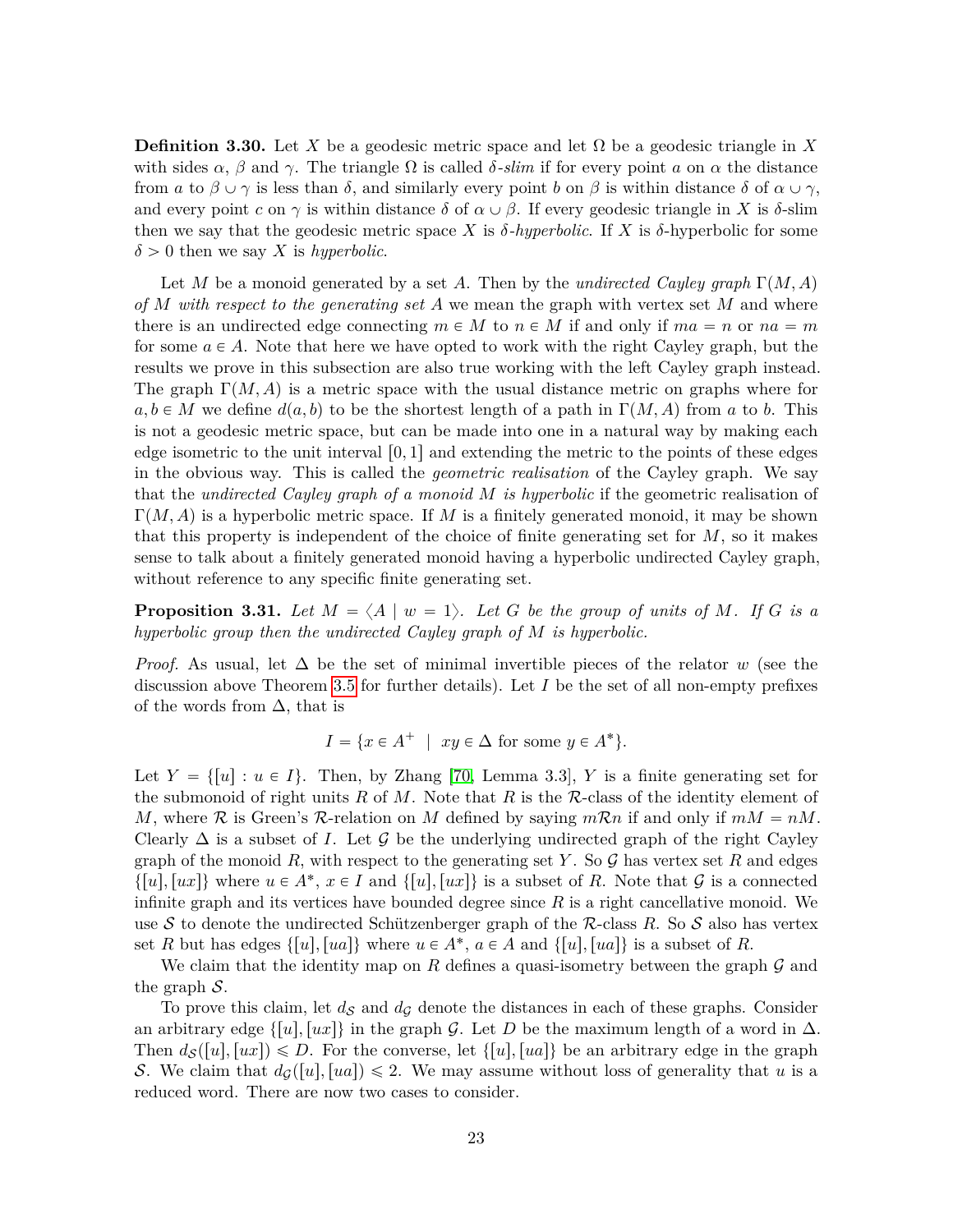**Definition 3.30.** Let $X$ be a geodesic metric space and let $\Omega$ be a geodesic triangle in $X$ with sides $\alpha$, $\beta$ and $\gamma$. The triangle $\Omega$ is called *$\delta$-slim* if for every point $a$ on $\alpha$ the distance from $a$ to $\beta \cup \gamma$ is less than $\delta$, and similarly every point $b$ on $\beta$ is within distance $\delta$ of $\alpha \cup \gamma$, and every point $c$ on $\gamma$ is within distance $\delta$ of $\alpha \cup \beta$. If every geodesic triangle in $X$ is $\delta$-slim then we say that the geodesic metric space $X$ is *$\delta$-hyperbolic*. If $X$ is $\delta$-hyperbolic for some $\delta > 0$ then we say $X$ is *hyperbolic*.

Let $M$ be a monoid generated by a set $A$. Then by the *undirected Cayley graph* $\Gamma(M, A)$ *of $M$ with respect to the generating set $A$* we mean the graph with vertex set $M$ and where there is an undirected edge connecting $m \in M$ to $n \in M$ if and only if $ma = n$ or $na = m$ for some $a \in A$. Note that here we have opted to work with the right Cayley graph, but the results we prove in this subsection are also true working with the left Cayley graph instead. The graph $\Gamma(M, A)$ is a metric space with the usual distance metric on graphs where for $a, b \in M$ we define $d(a, b)$ to be the shortest length of a path in $\Gamma(M, A)$ from $a$ to $b$. This is not a geodesic metric space, but can be made into one in a natural way by making each edge isometric to the unit interval $[0, 1]$ and extending the metric to the points of these edges in the obvious way. This is called the *geometric realisation* of the Cayley graph. We say that the *undirected Cayley graph of a monoid $M$ is hyperbolic* if the geometric realisation of $\Gamma(M, A)$ is a hyperbolic metric space. If $M$ is a finitely generated monoid, it may be shown that this property is independent of the choice of finite generating set for $M$, so it makes sense to talk about a finitely generated monoid having a hyperbolic undirected Cayley graph, without reference to any specific finite generating set.

**Proposition 3.31.** *Let $M = \langle A \mid w = 1 \rangle$. Let $G$ be the group of units of $M$. If $G$ is a hyperbolic group then the undirected Cayley graph of $M$ is hyperbolic.*

*Proof.* As usual, let $\Delta$ be the set of minimal invertible pieces of the relator $w$ (see the discussion above Theorem 3.5 for further details). Let $I$ be the set of all non-empty prefixes of the words from $\Delta$, that is

$$I = \{x \in A^+ \mid xy \in \Delta \text{ for some } y \in A^*\}.$$

Let $Y = \{[u] : u \in I\}$. Then, by Zhang [70, Lemma 3.3], $Y$ is a finite generating set for the submonoid of right units $R$ of $M$. Note that $R$ is the $\mathcal{R}$-class of the identity element of $M$, where $\mathcal{R}$ is Green's $\mathcal{R}$-relation on $M$ defined by saying $m\mathcal{R}n$ if and only if $mM = nM$. Clearly $\Delta$ is a subset of $I$. Let $\mathcal{G}$ be the underlying undirected graph of the right Cayley graph of the monoid $R$, with respect to the generating set $Y$. So $\mathcal{G}$ has vertex set $R$ and edges $\{[u], [ux]\}$ where $u \in A^*$, $x \in I$ and $\{[u], [ux]\}$ is a subset of $R$. Note that $\mathcal{G}$ is a connected infinite graph and its vertices have bounded degree since $R$ is a right cancellative monoid. We use $\mathcal{S}$ to denote the undirected Schützenberger graph of the $\mathcal{R}$-class $R$. So $\mathcal{S}$ also has vertex set $R$ but has edges $\{[u], [ua]\}$ where $u \in A^*$, $a \in A$ and $\{[u], [ua]\}$ is a subset of $R$.

We claim that the identity map on $R$ defines a quasi-isometry between the graph $\mathcal{G}$ and the graph $\mathcal{S}$.

To prove this claim, let $d_{\mathcal{S}}$ and $d_{\mathcal{G}}$ denote the distances in each of these graphs. Consider an arbitrary edge $\{[u], [ux]\}$ in the graph $\mathcal{G}$. Let $D$ be the maximum length of a word in $\Delta$. Then $d_{\mathcal{S}}([u], [ux]) \leqslant D$. For the converse, let $\{[u], [ua]\}$ be an arbitrary edge in the graph $\mathcal{S}$. We claim that $d_{\mathcal{G}}([u], [ua]) \leqslant 2$. We may assume without loss of generality that $u$ is a reduced word. There are now two cases to consider.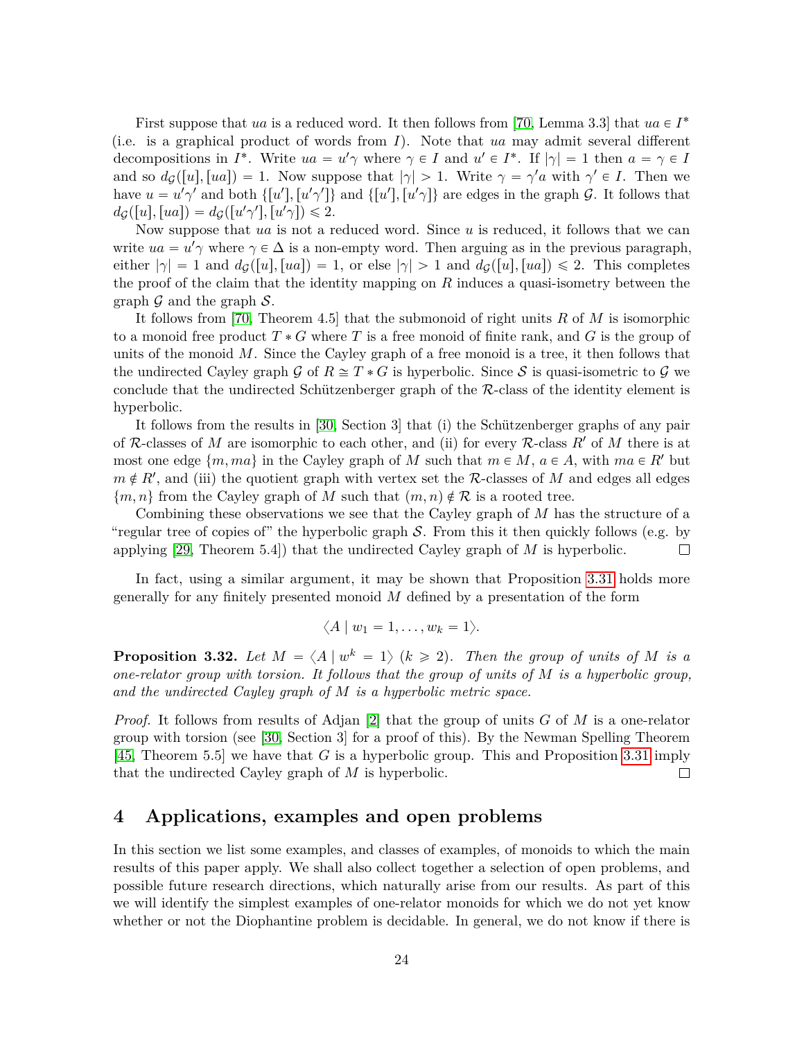First suppose that $ua$ is a reduced word. It then follows from [70, Lemma 3.3] that $ua \in I^*$ (i.e. is a graphical product of words from $I$). Note that $ua$ may admit several different decompositions in $I^*$. Write $ua = u'\gamma$ where $\gamma \in I$ and $u' \in I^*$. If $|\gamma| = 1$ then $a = \gamma \in I$ and so $d_{\mathcal{G}}([u],[ua]) = 1$. Now suppose that $|\gamma| > 1$. Write $\gamma = \gamma' a$ with $\gamma' \in I$. Then we have $u = u'\gamma'$ and both $\{[u'],[u'\gamma']\}$ and $\{[u'],[u'\gamma]\}$ are edges in the graph $\mathcal{G}$. It follows that $d_{\mathcal{G}}([u],[ua]) = d_{\mathcal{G}}([u'\gamma'],[u'\gamma]) \leqslant 2$.

Now suppose that $ua$ is not a reduced word. Since $u$ is reduced, it follows that we can write $ua = u'\gamma$ where $\gamma \in \Delta$ is a non-empty word. Then arguing as in the previous paragraph, either $|\gamma| = 1$ and $d_{\mathcal{G}}([u],[ua]) = 1$, or else $|\gamma| > 1$ and $d_{\mathcal{G}}([u],[ua]) \leqslant 2$. This completes the proof of the claim that the identity mapping on $R$ induces a quasi-isometry between the graph $\mathcal{G}$ and the graph $\mathcal{S}$.

It follows from [70, Theorem 4.5] that the submonoid of right units $R$ of $M$ is isomorphic to a monoid free product $T * G$ where $T$ is a free monoid of finite rank, and $G$ is the group of units of the monoid $M$. Since the Cayley graph of a free monoid is a tree, it then follows that the undirected Cayley graph $\mathcal{G}$ of $R \cong T * G$ is hyperbolic. Since $\mathcal{S}$ is quasi-isometric to $\mathcal{G}$ we conclude that the undirected Schützenberger graph of the $\mathcal{R}$-class of the identity element is hyperbolic.

It follows from the results in [30, Section 3] that (i) the Schützenberger graphs of any pair of $\mathcal{R}$-classes of $M$ are isomorphic to each other, and (ii) for every $\mathcal{R}$-class $R'$ of $M$ there is at most one edge $\{m, ma\}$ in the Cayley graph of $M$ such that $m \in M$, $a \in A$, with $ma \in R'$ but $m \notin R'$, and (iii) the quotient graph with vertex set the $\mathcal{R}$-classes of $M$ and edges all edges $\{m, n\}$ from the Cayley graph of $M$ such that $(m,n) \notin \mathcal{R}$ is a rooted tree.

Combining these observations we see that the Cayley graph of $M$ has the structure of a "regular tree of copies of" the hyperbolic graph $\mathcal{S}$. From this it then quickly follows (e.g. by applying [29, Theorem 5.4]) that the undirected Cayley graph of $M$ is hyperbolic. □

In fact, using a similar argument, it may be shown that Proposition 3.31 holds more generally for any finitely presented monoid $M$ defined by a presentation of the form

$$\langle A \mid w_1 = 1, \ldots, w_k = 1 \rangle.$$

**Proposition 3.32.** *Let $M = \langle A \mid w^k = 1 \rangle$ $(k \geqslant 2)$. Then the group of units of $M$ is a one-relator group with torsion. It follows that the group of units of $M$ is a hyperbolic group, and the undirected Cayley graph of $M$ is a hyperbolic metric space.*

*Proof.* It follows from results of Adjan [2] that the group of units $G$ of $M$ is a one-relator group with torsion (see [30, Section 3] for a proof of this). By the Newman Spelling Theorem [45, Theorem 5.5] we have that $G$ is a hyperbolic group. This and Proposition 3.31 imply that the undirected Cayley graph of $M$ is hyperbolic. □

# 4 Applications, examples and open problems

In this section we list some examples, and classes of examples, of monoids to which the main results of this paper apply. We shall also collect together a selection of open problems, and possible future research directions, which naturally arise from our results. As part of this we will identify the simplest examples of one-relator monoids for which we do not yet know whether or not the Diophantine problem is decidable. In general, we do not know if there is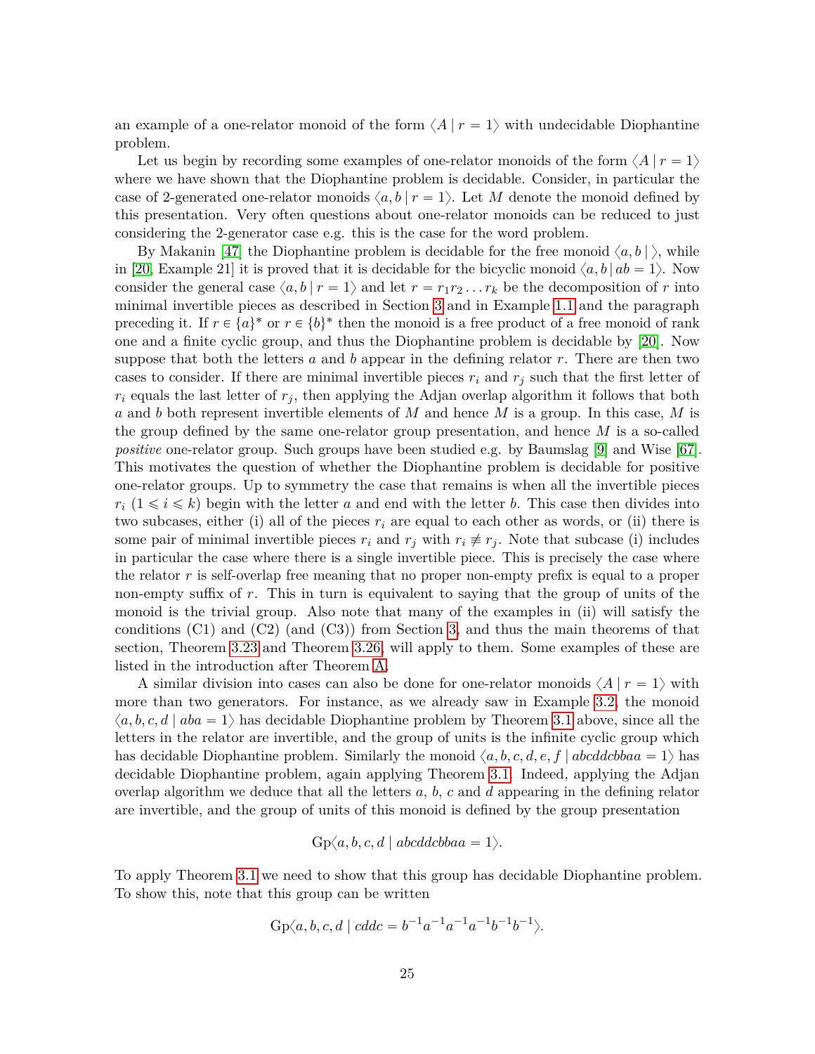an example of a one-relator monoid of the form $\langle A \mid r = 1 \rangle$ with undecidable Diophantine problem.

Let us begin by recording some examples of one-relator monoids of the form $\langle A \mid r = 1 \rangle$ where we have shown that the Diophantine problem is decidable. Consider, in particular the case of 2-generated one-relator monoids $\langle a, b \mid r = 1 \rangle$. Let $M$ denote the monoid defined by this presentation. Very often questions about one-relator monoids can be reduced to just considering the 2-generator case e.g. this is the case for the word problem.

By Makanin [47] the Diophantine problem is decidable for the free monoid $\langle a, b \mid \rangle$, while in [20, Example 21] it is proved that it is decidable for the bicyclic monoid $\langle a, b \mid ab = 1 \rangle$. Now consider the general case $\langle a, b \mid r = 1 \rangle$ and let $r = r_1 r_2 \dots r_k$ be the decomposition of $r$ into minimal invertible pieces as described in Section 3 and in Example 1.1 and the paragraph preceding it. If $r \in \{a\}^*$ or $r \in \{b\}^*$ then the monoid is a free product of a free monoid of rank one and a finite cyclic group, and thus the Diophantine problem is decidable by [20]. Now suppose that both the letters $a$ and $b$ appear in the defining relator $r$. There are then two cases to consider. If there are minimal invertible pieces $r_i$ and $r_j$ such that the first letter of $r_i$ equals the last letter of $r_j$, then applying the Adjan overlap algorithm it follows that both $a$ and $b$ both represent invertible elements of $M$ and hence $M$ is a group. In this case, $M$ is the group defined by the same one-relator group presentation, and hence $M$ is a so-called *positive* one-relator group. Such groups have been studied e.g. by Baumslag [9] and Wise [67]. This motivates the question of whether the Diophantine problem is decidable for positive one-relator groups. Up to symmetry the case that remains is when all the invertible pieces $r_i$ ($1 \leqslant i \leqslant k$) begin with the letter $a$ and end with the letter $b$. This case then divides into two subcases, either (i) all of the pieces $r_i$ are equal to each other as words, or (ii) there is some pair of minimal invertible pieces $r_i$ and $r_j$ with $r_i \not\equiv r_j$. Note that subcase (i) includes in particular the case where there is a single invertible piece. This is precisely the case where the relator $r$ is self-overlap free meaning that no proper non-empty prefix is equal to a proper non-empty suffix of $r$. This in turn is equivalent to saying that the group of units of the monoid is the trivial group. Also note that many of the examples in (ii) will satisfy the conditions (C1) and (C2) (and (C3)) from Section 3, and thus the main theorems of that section, Theorem 3.23 and Theorem 3.26, will apply to them. Some examples of these are listed in the introduction after Theorem A.

A similar division into cases can also be done for one-relator monoids $\langle A \mid r = 1 \rangle$ with more than two generators. For instance, as we already saw in Example 3.2, the monoid $\langle a, b, c, d \mid aba = 1 \rangle$ has decidable Diophantine problem by Theorem 3.1 above, since all the letters in the relator are invertible, and the group of units is the infinite cyclic group which has decidable Diophantine problem. Similarly the monoid $\langle a, b, c, d, e, f \mid abcddcbbaa = 1 \rangle$ has decidable Diophantine problem, again applying Theorem 3.1. Indeed, applying the Adjan overlap algorithm we deduce that all the letters $a$, $b$, $c$ and $d$ appearing in the defining relator are invertible, and the group of units of this monoid is defined by the group presentation

$$\mathrm{Gp}\langle a, b, c, d \mid abcddcbbaa = 1 \rangle.$$

To apply Theorem 3.1 we need to show that this group has decidable Diophantine problem. To show this, note that this group can be written

$$\mathrm{Gp}\langle a, b, c, d \mid cddc = b^{-1}a^{-1}a^{-1}a^{-1}b^{-1}b^{-1} \rangle.$$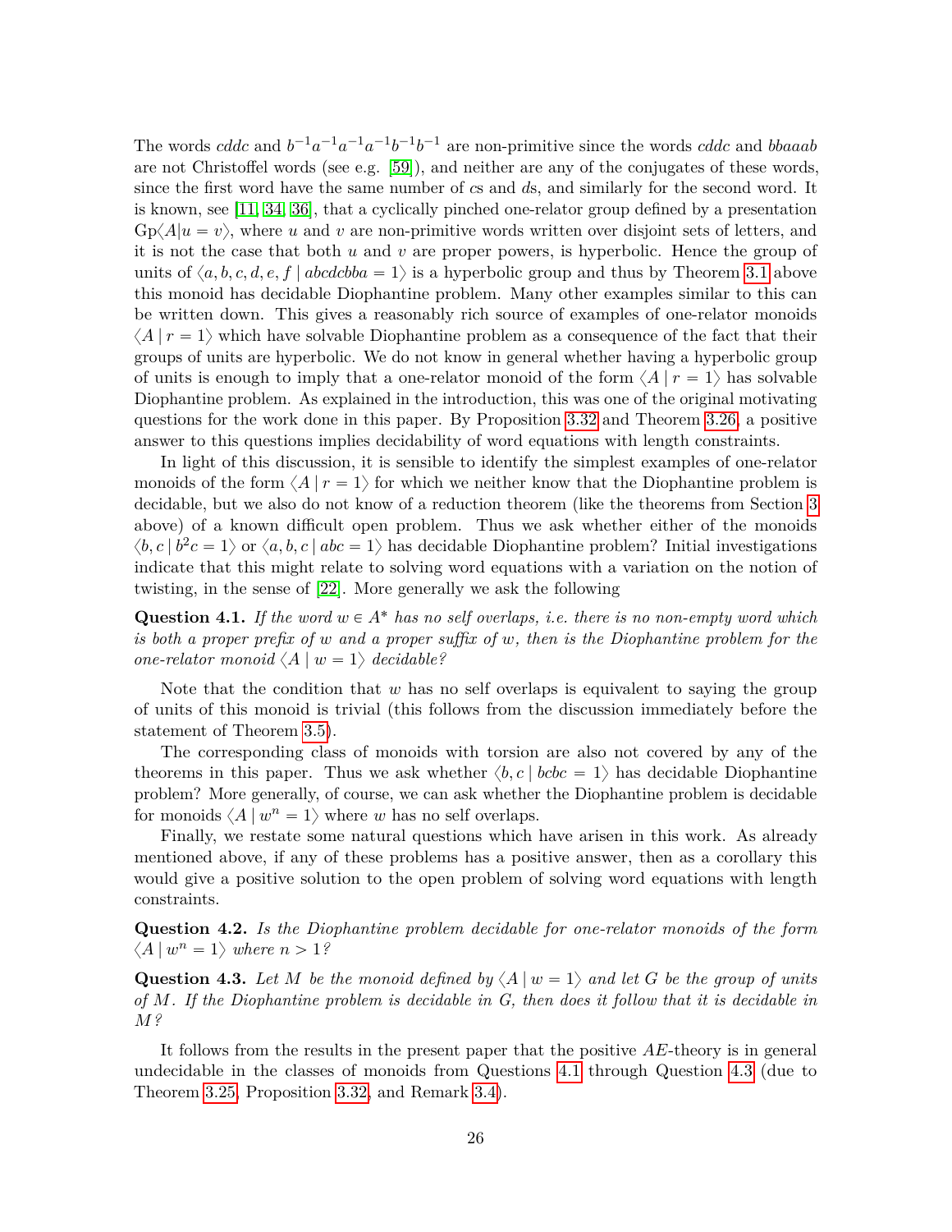The words $cddc$ and $b^{-1}a^{-1}a^{-1}a^{-1}b^{-1}b^{-1}$ are non-primitive since the words $cddc$ and $bbaaab$ are not Christoffel words (see e.g. [59]), and neither are any of the conjugates of these words, since the first word have the same number of $c$s and $d$s, and similarly for the second word. It is known, see [11, 34, 36], that a cyclically pinched one-relator group defined by a presentation $\mathrm{Gp}\langle A|u = v\rangle$, where $u$ and $v$ are non-primitive words written over disjoint sets of letters, and it is not the case that both $u$ and $v$ are proper powers, is hyperbolic. Hence the group of units of $\langle a, b, c, d, e, f \mid abcdcbba = 1\rangle$ is a hyperbolic group and thus by Theorem 3.1 above this monoid has decidable Diophantine problem. Many other examples similar to this can be written down. This gives a reasonably rich source of examples of one-relator monoids $\langle A \mid r = 1\rangle$ which have solvable Diophantine problem as a consequence of the fact that their groups of units are hyperbolic. We do not know in general whether having a hyperbolic group of units is enough to imply that a one-relator monoid of the form $\langle A \mid r = 1\rangle$ has solvable Diophantine problem. As explained in the introduction, this was one of the original motivating questions for the work done in this paper. By Proposition 3.32 and Theorem 3.26, a positive answer to this questions implies decidability of word equations with length constraints.

In light of this discussion, it is sensible to identify the simplest examples of one-relator monoids of the form $\langle A \mid r = 1\rangle$ for which we neither know that the Diophantine problem is decidable, but we also do not know of a reduction theorem (like the theorems from Section 3 above) of a known difficult open problem. Thus we ask whether either of the monoids $\langle b, c \mid b^2c = 1\rangle$ or $\langle a, b, c \mid abc = 1\rangle$ has decidable Diophantine problem? Initial investigations indicate that this might relate to solving word equations with a variation on the notion of twisting, in the sense of [22]. More generally we ask the following

**Question 4.1.** *If the word $w \in A^*$ has no self overlaps, i.e. there is no non-empty word which is both a proper prefix of $w$ and a proper suffix of $w$, then is the Diophantine problem for the one-relator monoid $\langle A \mid w = 1\rangle$ decidable?*

Note that the condition that $w$ has no self overlaps is equivalent to saying the group of units of this monoid is trivial (this follows from the discussion immediately before the statement of Theorem 3.5).

The corresponding class of monoids with torsion are also not covered by any of the theorems in this paper. Thus we ask whether $\langle b, c \mid bcbc = 1\rangle$ has decidable Diophantine problem? More generally, of course, we can ask whether the Diophantine problem is decidable for monoids $\langle A \mid w^n = 1\rangle$ where $w$ has no self overlaps.

Finally, we restate some natural questions which have arisen in this work. As already mentioned above, if any of these problems has a positive answer, then as a corollary this would give a positive solution to the open problem of solving word equations with length constraints.

**Question 4.2.** *Is the Diophantine problem decidable for one-relator monoids of the form $\langle A \mid w^n = 1\rangle$ where $n > 1$?*

**Question 4.3.** *Let $M$ be the monoid defined by $\langle A \mid w = 1\rangle$ and let $G$ be the group of units of $M$. If the Diophantine problem is decidable in $G$, then does it follow that it is decidable in $M$?*

It follows from the results in the present paper that the positive $AE$-theory is in general undecidable in the classes of monoids from Questions 4.1 through Question 4.3 (due to Theorem 3.25, Proposition 3.32, and Remark 3.4).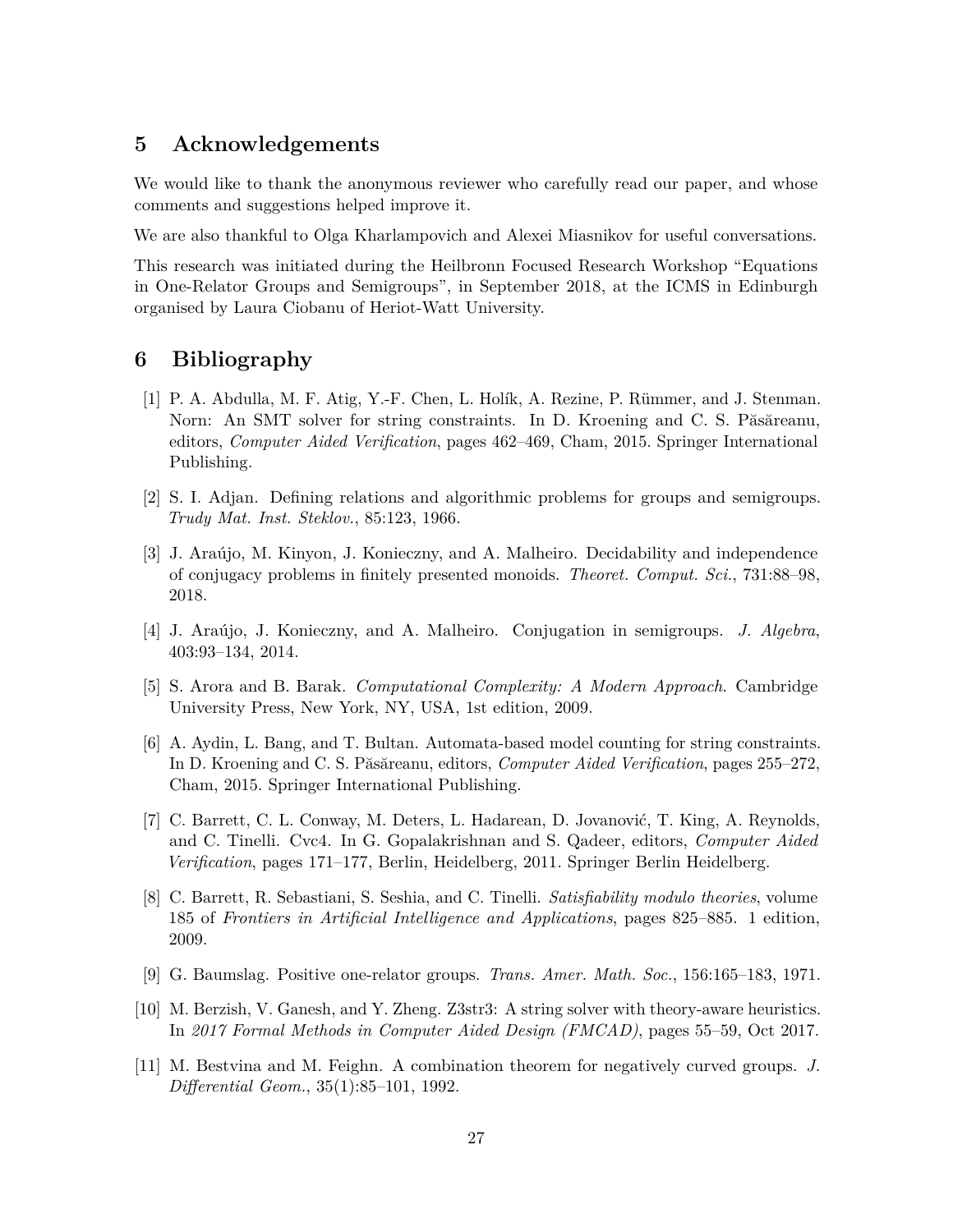## 5 Acknowledgements

We would like to thank the anonymous reviewer who carefully read our paper, and whose comments and suggestions helped improve it.

We are also thankful to Olga Kharlampovich and Alexei Miasnikov for useful conversations.

This research was initiated during the Heilbronn Focused Research Workshop "Equations in One-Relator Groups and Semigroups", in September 2018, at the ICMS in Edinburgh organised by Laura Ciobanu of Heriot-Watt University.

## 6 Bibliography

[1] P. A. Abdulla, M. F. Atig, Y.-F. Chen, L. Holík, A. Rezine, P. Rümmer, and J. Stenman. Norn: An SMT solver for string constraints. In D. Kroening and C. S. Păsăreanu, editors, *Computer Aided Verification*, pages 462–469, Cham, 2015. Springer International Publishing.

[2] S. I. Adjan. Defining relations and algorithmic problems for groups and semigroups. *Trudy Mat. Inst. Steklov.*, 85:123, 1966.

[3] J. Araújo, M. Kinyon, J. Konieczny, and A. Malheiro. Decidability and independence of conjugacy problems in finitely presented monoids. *Theoret. Comput. Sci.*, 731:88–98, 2018.

[4] J. Araújo, J. Konieczny, and A. Malheiro. Conjugation in semigroups. *J. Algebra*, 403:93–134, 2014.

[5] S. Arora and B. Barak. *Computational Complexity: A Modern Approach*. Cambridge University Press, New York, NY, USA, 1st edition, 2009.

[6] A. Aydin, L. Bang, and T. Bultan. Automata-based model counting for string constraints. In D. Kroening and C. S. Păsăreanu, editors, *Computer Aided Verification*, pages 255–272, Cham, 2015. Springer International Publishing.

[7] C. Barrett, C. L. Conway, M. Deters, L. Hadarean, D. Jovanović, T. King, A. Reynolds, and C. Tinelli. Cvc4. In G. Gopalakrishnan and S. Qadeer, editors, *Computer Aided Verification*, pages 171–177, Berlin, Heidelberg, 2011. Springer Berlin Heidelberg.

[8] C. Barrett, R. Sebastiani, S. Seshia, and C. Tinelli. *Satisfiability modulo theories*, volume 185 of *Frontiers in Artificial Intelligence and Applications*, pages 825–885. 1 edition, 2009.

[9] G. Baumslag. Positive one-relator groups. *Trans. Amer. Math. Soc.*, 156:165–183, 1971.

[10] M. Berzish, V. Ganesh, and Y. Zheng. Z3str3: A string solver with theory-aware heuristics. In *2017 Formal Methods in Computer Aided Design (FMCAD)*, pages 55–59, Oct 2017.

[11] M. Bestvina and M. Feighn. A combination theorem for negatively curved groups. *J. Differential Geom.*, 35(1):85–101, 1992.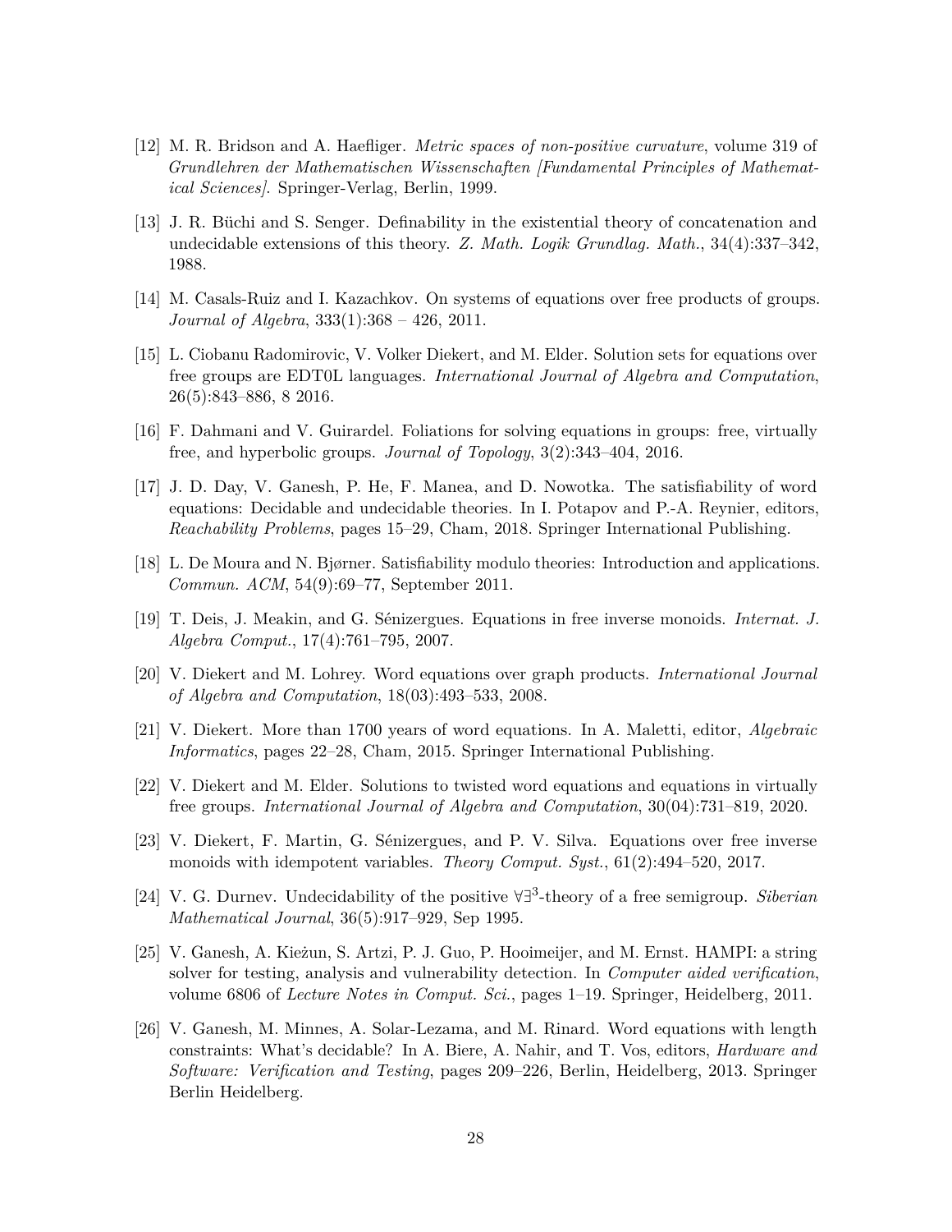- [12] M. R. Bridson and A. Haefliger. *Metric spaces of non-positive curvature*, volume 319 of *Grundlehren der Mathematischen Wissenschaften [Fundamental Principles of Mathematical Sciences]*. Springer-Verlag, Berlin, 1999.
- [13] J. R. Büchi and S. Senger. Definability in the existential theory of concatenation and undecidable extensions of this theory. *Z. Math. Logik Grundlag. Math.*, 34(4):337–342, 1988.
- [14] M. Casals-Ruiz and I. Kazachkov. On systems of equations over free products of groups. *Journal of Algebra*, 333(1):368 – 426, 2011.
- [15] L. Ciobanu Radomirovic, V. Volker Diekert, and M. Elder. Solution sets for equations over free groups are EDT0L languages. *International Journal of Algebra and Computation*, 26(5):843–886, 8 2016.
- [16] F. Dahmani and V. Guirardel. Foliations for solving equations in groups: free, virtually free, and hyperbolic groups. *Journal of Topology*, 3(2):343–404, 2016.
- [17] J. D. Day, V. Ganesh, P. He, F. Manea, and D. Nowotka. The satisfiability of word equations: Decidable and undecidable theories. In I. Potapov and P.-A. Reynier, editors, *Reachability Problems*, pages 15–29, Cham, 2018. Springer International Publishing.
- [18] L. De Moura and N. Bjørner. Satisfiability modulo theories: Introduction and applications. *Commun. ACM*, 54(9):69–77, September 2011.
- [19] T. Deis, J. Meakin, and G. Sénizergues. Equations in free inverse monoids. *Internat. J. Algebra Comput.*, 17(4):761–795, 2007.
- [20] V. Diekert and M. Lohrey. Word equations over graph products. *International Journal of Algebra and Computation*, 18(03):493–533, 2008.
- [21] V. Diekert. More than 1700 years of word equations. In A. Maletti, editor, *Algebraic Informatics*, pages 22–28, Cham, 2015. Springer International Publishing.
- [22] V. Diekert and M. Elder. Solutions to twisted word equations and equations in virtually free groups. *International Journal of Algebra and Computation*, 30(04):731–819, 2020.
- [23] V. Diekert, F. Martin, G. Sénizergues, and P. V. Silva. Equations over free inverse monoids with idempotent variables. *Theory Comput. Syst.*, 61(2):494–520, 2017.
- [24] V. G. Durnev. Undecidability of the positive $\forall\exists^3$-theory of a free semigroup. *Siberian Mathematical Journal*, 36(5):917–929, Sep 1995.
- [25] V. Ganesh, A. Kieżun, S. Artzi, P. J. Guo, P. Hooimeijer, and M. Ernst. HAMPI: a string solver for testing, analysis and vulnerability detection. In *Computer aided verification*, volume 6806 of *Lecture Notes in Comput. Sci.*, pages 1–19. Springer, Heidelberg, 2011.
- [26] V. Ganesh, M. Minnes, A. Solar-Lezama, and M. Rinard. Word equations with length constraints: What's decidable? In A. Biere, A. Nahir, and T. Vos, editors, *Hardware and Software: Verification and Testing*, pages 209–226, Berlin, Heidelberg, 2013. Springer Berlin Heidelberg.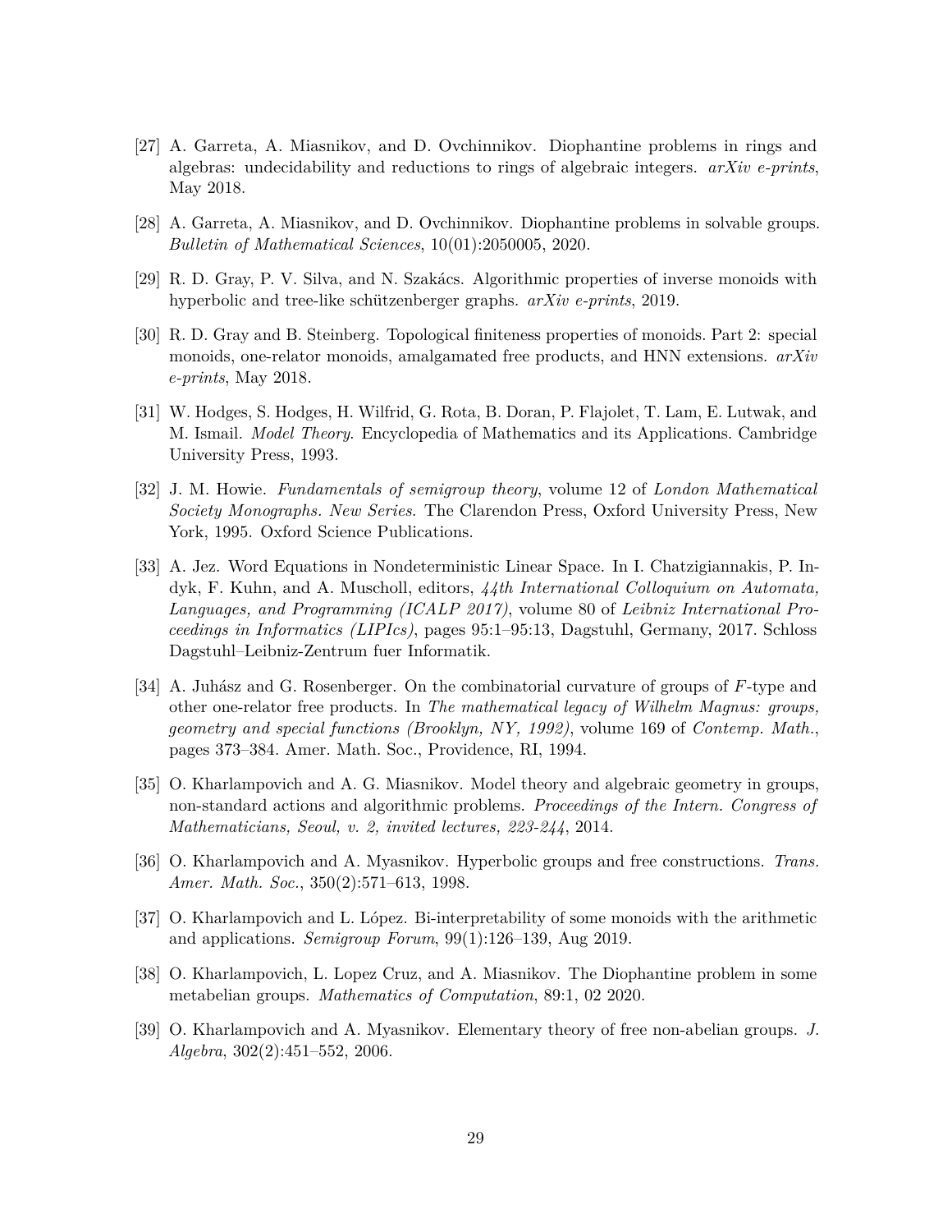[27] A. Garreta, A. Miasnikov, and D. Ovchinnikov. Diophantine problems in rings and algebras: undecidability and reductions to rings of algebraic integers. *arXiv e-prints*, May 2018.

[28] A. Garreta, A. Miasnikov, and D. Ovchinnikov. Diophantine problems in solvable groups. *Bulletin of Mathematical Sciences*, 10(01):2050005, 2020.

[29] R. D. Gray, P. V. Silva, and N. Szakács. Algorithmic properties of inverse monoids with hyperbolic and tree-like schützenberger graphs. *arXiv e-prints*, 2019.

[30] R. D. Gray and B. Steinberg. Topological finiteness properties of monoids. Part 2: special monoids, one-relator monoids, amalgamated free products, and HNN extensions. *arXiv e-prints*, May 2018.

[31] W. Hodges, S. Hodges, H. Wilfrid, G. Rota, B. Doran, P. Flajolet, T. Lam, E. Lutwak, and M. Ismail. *Model Theory*. Encyclopedia of Mathematics and its Applications. Cambridge University Press, 1993.

[32] J. M. Howie. *Fundamentals of semigroup theory*, volume 12 of *London Mathematical Society Monographs. New Series*. The Clarendon Press, Oxford University Press, New York, 1995. Oxford Science Publications.

[33] A. Jez. Word Equations in Nondeterministic Linear Space. In I. Chatzigiannakis, P. Indyk, F. Kuhn, and A. Muscholl, editors, *44th International Colloquium on Automata, Languages, and Programming (ICALP 2017)*, volume 80 of *Leibniz International Proceedings in Informatics (LIPIcs)*, pages 95:1–95:13, Dagstuhl, Germany, 2017. Schloss Dagstuhl–Leibniz-Zentrum fuer Informatik.

[34] A. Juhász and G. Rosenberger. On the combinatorial curvature of groups of $F$-type and other one-relator free products. In *The mathematical legacy of Wilhelm Magnus: groups, geometry and special functions (Brooklyn, NY, 1992)*, volume 169 of *Contemp. Math.*, pages 373–384. Amer. Math. Soc., Providence, RI, 1994.

[35] O. Kharlampovich and A. G. Miasnikov. Model theory and algebraic geometry in groups, non-standard actions and algorithmic problems. *Proceedings of the Intern. Congress of Mathematicians, Seoul, v. 2, invited lectures, 223-244*, 2014.

[36] O. Kharlampovich and A. Myasnikov. Hyperbolic groups and free constructions. *Trans. Amer. Math. Soc.*, 350(2):571–613, 1998.

[37] O. Kharlampovich and L. López. Bi-interpretability of some monoids with the arithmetic and applications. *Semigroup Forum*, 99(1):126–139, Aug 2019.

[38] O. Kharlampovich, L. Lopez Cruz, and A. Miasnikov. The Diophantine problem in some metabelian groups. *Mathematics of Computation*, 89:1, 02 2020.

[39] O. Kharlampovich and A. Myasnikov. Elementary theory of free non-abelian groups. *J. Algebra*, 302(2):451–552, 2006.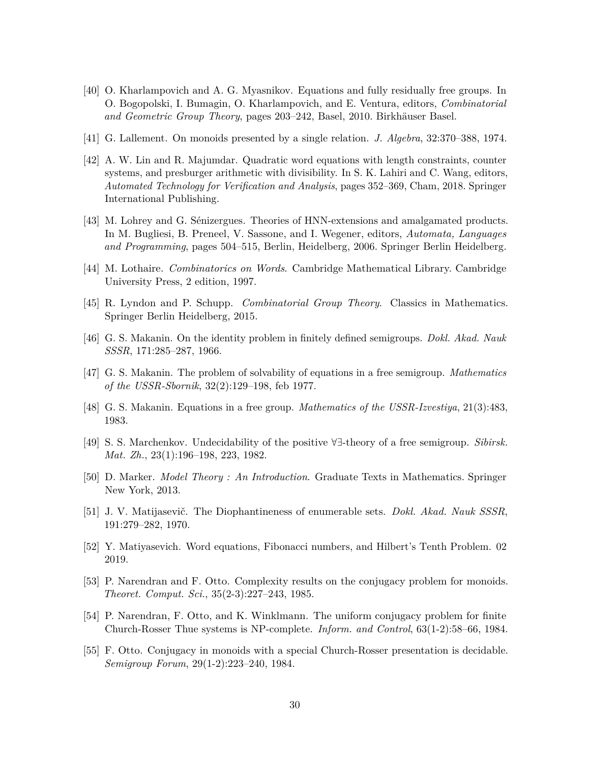[40] O. Kharlampovich and A. G. Myasnikov. Equations and fully residually free groups. In O. Bogopolski, I. Bumagin, O. Kharlampovich, and E. Ventura, editors, *Combinatorial and Geometric Group Theory*, pages 203–242, Basel, 2010. Birkhäuser Basel.

[41] G. Lallement. On monoids presented by a single relation. *J. Algebra*, 32:370–388, 1974.

[42] A. W. Lin and R. Majumdar. Quadratic word equations with length constraints, counter systems, and presburger arithmetic with divisibility. In S. K. Lahiri and C. Wang, editors, *Automated Technology for Verification and Analysis*, pages 352–369, Cham, 2018. Springer International Publishing.

[43] M. Lohrey and G. Sénizergues. Theories of HNN-extensions and amalgamated products. In M. Bugliesi, B. Preneel, V. Sassone, and I. Wegener, editors, *Automata, Languages and Programming*, pages 504–515, Berlin, Heidelberg, 2006. Springer Berlin Heidelberg.

[44] M. Lothaire. *Combinatorics on Words*. Cambridge Mathematical Library. Cambridge University Press, 2 edition, 1997.

[45] R. Lyndon and P. Schupp. *Combinatorial Group Theory*. Classics in Mathematics. Springer Berlin Heidelberg, 2015.

[46] G. S. Makanin. On the identity problem in finitely defined semigroups. *Dokl. Akad. Nauk SSSR*, 171:285–287, 1966.

[47] G. S. Makanin. The problem of solvability of equations in a free semigroup. *Mathematics of the USSR-Sbornik*, 32(2):129–198, feb 1977.

[48] G. S. Makanin. Equations in a free group. *Mathematics of the USSR-Izvestiya*, 21(3):483, 1983.

[49] S. S. Marchenkov. Undecidability of the positive ∀∃-theory of a free semigroup. *Sibirsk. Mat. Zh.*, 23(1):196–198, 223, 1982.

[50] D. Marker. *Model Theory : An Introduction*. Graduate Texts in Mathematics. Springer New York, 2013.

[51] J. V. Matijasevič. The Diophantineness of enumerable sets. *Dokl. Akad. Nauk SSSR*, 191:279–282, 1970.

[52] Y. Matiyasevich. Word equations, Fibonacci numbers, and Hilbert's Tenth Problem. 02 2019.

[53] P. Narendran and F. Otto. Complexity results on the conjugacy problem for monoids. *Theoret. Comput. Sci.*, 35(2-3):227–243, 1985.

[54] P. Narendran, F. Otto, and K. Winklmann. The uniform conjugacy problem for finite Church-Rosser Thue systems is NP-complete. *Inform. and Control*, 63(1-2):58–66, 1984.

[55] F. Otto. Conjugacy in monoids with a special Church-Rosser presentation is decidable. *Semigroup Forum*, 29(1-2):223–240, 1984.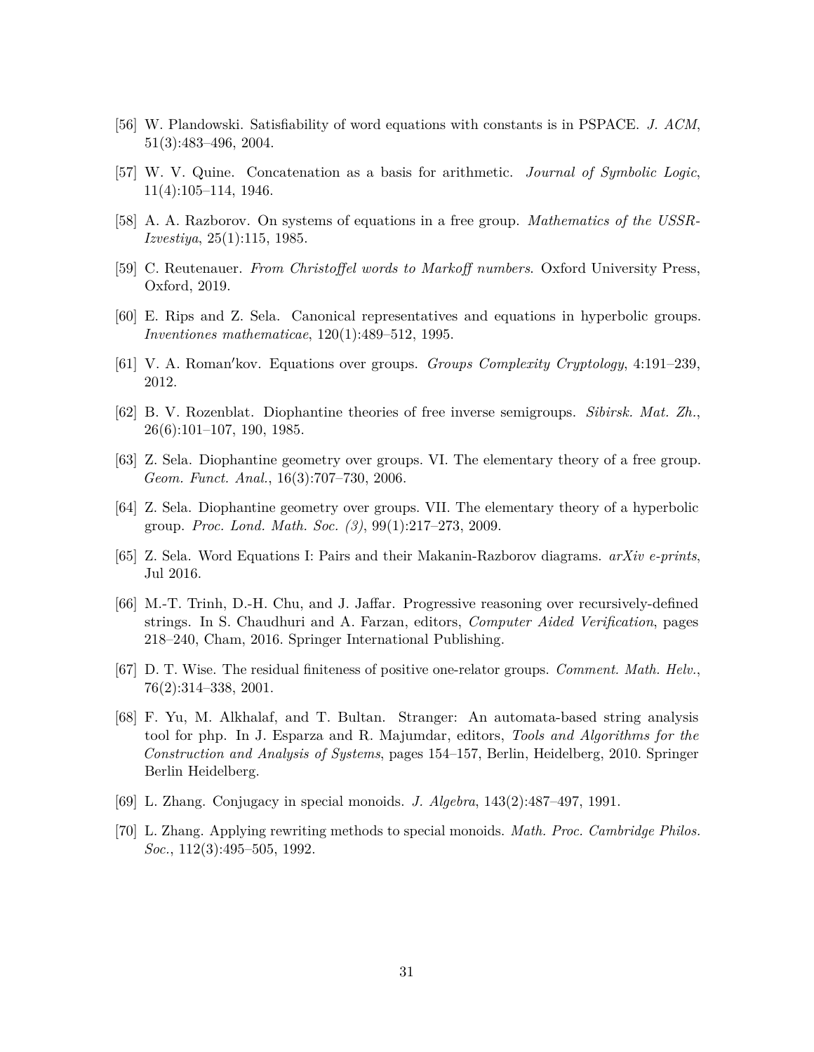[56] W. Plandowski. Satisfiability of word equations with constants is in PSPACE. *J. ACM*, 51(3):483–496, 2004.

[57] W. V. Quine. Concatenation as a basis for arithmetic. *Journal of Symbolic Logic*, 11(4):105–114, 1946.

[58] A. A. Razborov. On systems of equations in a free group. *Mathematics of the USSR-Izvestiya*, 25(1):115, 1985.

[59] C. Reutenauer. *From Christoffel words to Markoff numbers*. Oxford University Press, Oxford, 2019.

[60] E. Rips and Z. Sela. Canonical representatives and equations in hyperbolic groups. *Inventiones mathematicae*, 120(1):489–512, 1995.

[61] V. A. Roman′kov. Equations over groups. *Groups Complexity Cryptology*, 4:191–239, 2012.

[62] B. V. Rozenblat. Diophantine theories of free inverse semigroups. *Sibirsk. Mat. Zh.*, 26(6):101–107, 190, 1985.

[63] Z. Sela. Diophantine geometry over groups. VI. The elementary theory of a free group. *Geom. Funct. Anal.*, 16(3):707–730, 2006.

[64] Z. Sela. Diophantine geometry over groups. VII. The elementary theory of a hyperbolic group. *Proc. Lond. Math. Soc. (3)*, 99(1):217–273, 2009.

[65] Z. Sela. Word Equations I: Pairs and their Makanin-Razborov diagrams. *arXiv e-prints*, Jul 2016.

[66] M.-T. Trinh, D.-H. Chu, and J. Jaffar. Progressive reasoning over recursively-defined strings. In S. Chaudhuri and A. Farzan, editors, *Computer Aided Verification*, pages 218–240, Cham, 2016. Springer International Publishing.

[67] D. T. Wise. The residual finiteness of positive one-relator groups. *Comment. Math. Helv.*, 76(2):314–338, 2001.

[68] F. Yu, M. Alkhalaf, and T. Bultan. Stranger: An automata-based string analysis tool for php. In J. Esparza and R. Majumdar, editors, *Tools and Algorithms for the Construction and Analysis of Systems*, pages 154–157, Berlin, Heidelberg, 2010. Springer Berlin Heidelberg.

[69] L. Zhang. Conjugacy in special monoids. *J. Algebra*, 143(2):487–497, 1991.

[70] L. Zhang. Applying rewriting methods to special monoids. *Math. Proc. Cambridge Philos. Soc.*, 112(3):495–505, 1992.